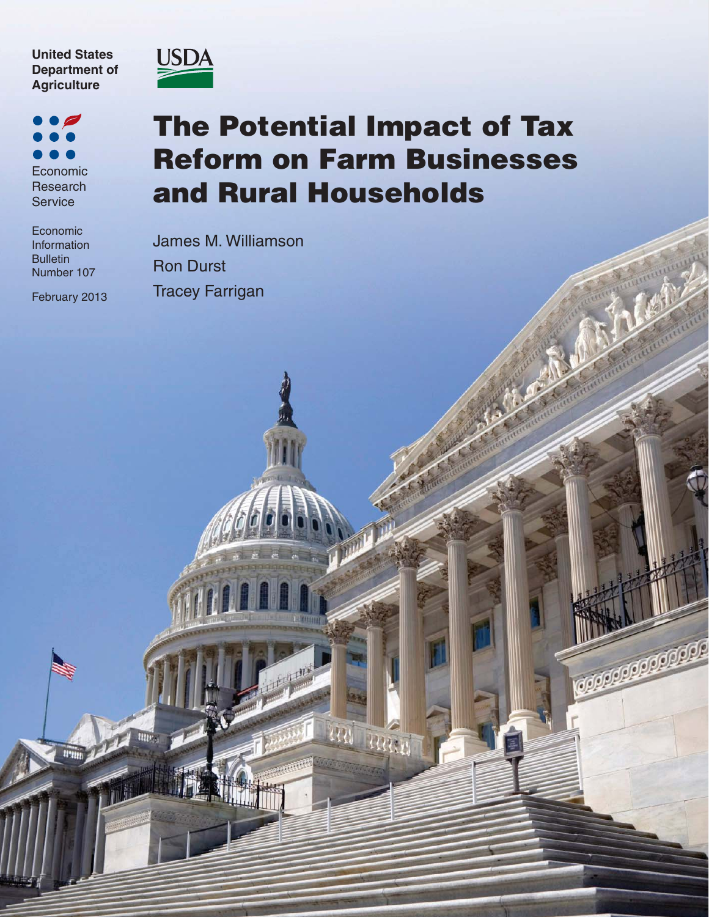United States Department of Agriculture

USDA

Economic Research Service

Economic Information Bulletin Number 107

February 2013

# The Potential Impact of Tax Reform on Farm Businesses and Rural Households

James M. Williamson

Ron Durst

Tracey Farrigan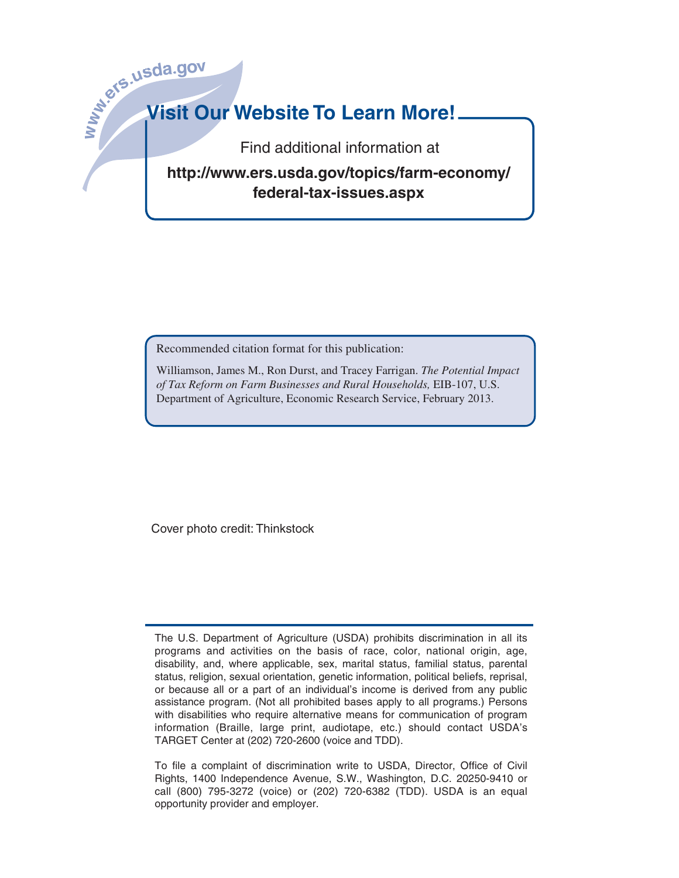www.ers.usda.gov

## Visit Our Website To Learn More!

Find additional information at

**http://www.ers.usda.gov/topics/farm-economy/federal-tax-issues.aspx**

Recommended citation format for this publication:

Williamson, James M., Ron Durst, and Tracey Farrigan. *The Potential Impact of Tax Reform on Farm Businesses and Rural Households,* EIB-107, U.S. Department of Agriculture, Economic Research Service, February 2013.

Cover photo credit: Thinkstock

The U.S. Department of Agriculture (USDA) prohibits discrimination in all its programs and activities on the basis of race, color, national origin, age, disability, and, where applicable, sex, marital status, familial status, parental status, religion, sexual orientation, genetic information, political beliefs, reprisal, or because all or a part of an individual's income is derived from any public assistance program. (Not all prohibited bases apply to all programs.) Persons with disabilities who require alternative means for communication of program information (Braille, large print, audiotape, etc.) should contact USDA's TARGET Center at (202) 720-2600 (voice and TDD).

To file a complaint of discrimination write to USDA, Director, Office of Civil Rights, 1400 Independence Avenue, S.W., Washington, D.C. 20250-9410 or call (800) 795-3272 (voice) or (202) 720-6382 (TDD). USDA is an equal opportunity provider and employer.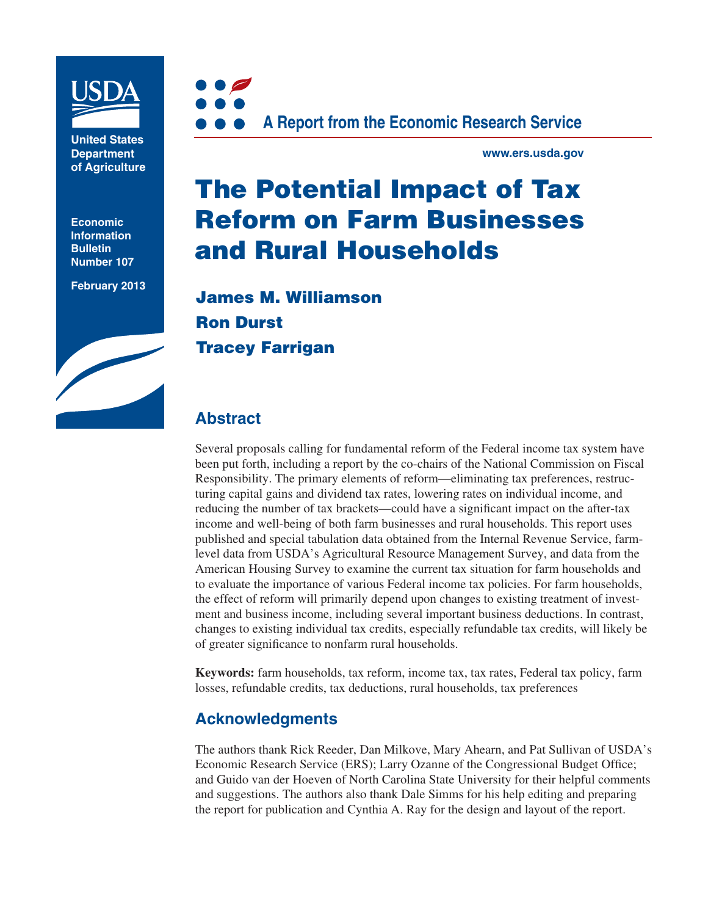United States Department of Agriculture

Economic Information Bulletin Number 107

February 2013

A Report from the Economic Research Service

www.ers.usda.gov

# The Potential Impact of Tax Reform on Farm Businesses and Rural Households

**James M. Williamson**

**Ron Durst**

**Tracey Farrigan**

## Abstract

Several proposals calling for fundamental reform of the Federal income tax system have been put forth, including a report by the co-chairs of the National Commission on Fiscal Responsibility. The primary elements of reform—eliminating tax preferences, restructuring capital gains and dividend tax rates, lowering rates on individual income, and reducing the number of tax brackets—could have a significant impact on the after-tax income and well-being of both farm businesses and rural households. This report uses published and special tabulation data obtained from the Internal Revenue Service, farm-level data from USDA's Agricultural Resource Management Survey, and data from the American Housing Survey to examine the current tax situation for farm households and to evaluate the importance of various Federal income tax policies. For farm households, the effect of reform will primarily depend upon changes to existing treatment of investment and business income, including several important business deductions. In contrast, changes to existing individual tax credits, especially refundable tax credits, will likely be of greater significance to nonfarm rural households.

**Keywords:** farm households, tax reform, income tax, tax rates, Federal tax policy, farm losses, refundable credits, tax deductions, rural households, tax preferences

## Acknowledgments

The authors thank Rick Reeder, Dan Milkove, Mary Ahearn, and Pat Sullivan of USDA's Economic Research Service (ERS); Larry Ozanne of the Congressional Budget Office; and Guido van der Hoeven of North Carolina State University for their helpful comments and suggestions. The authors also thank Dale Simms for his help editing and preparing the report for publication and Cynthia A. Ray for the design and layout of the report.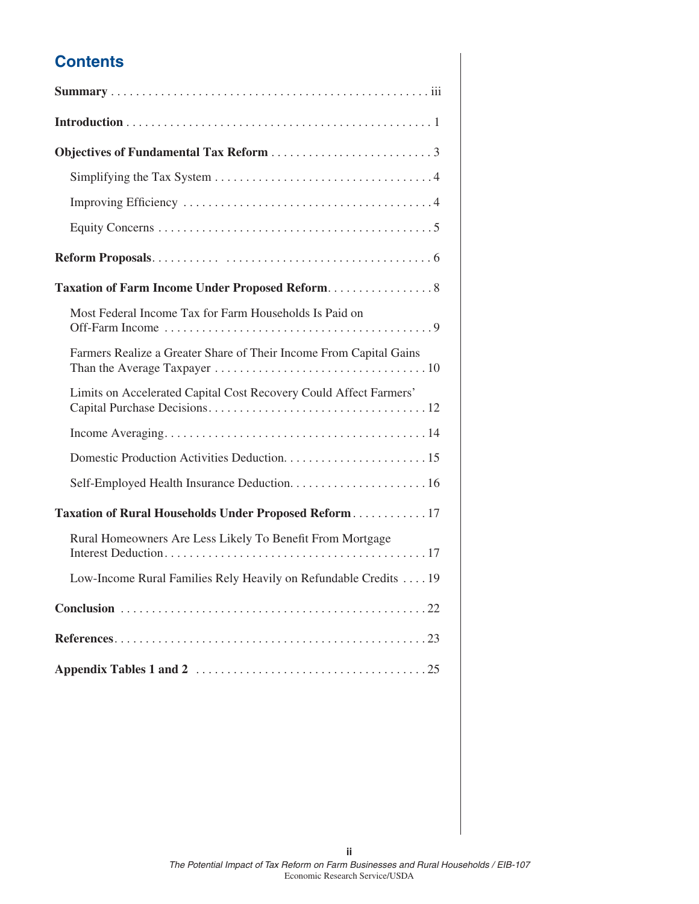## Contents

**Summary** . . . . . . . . . . . . . . . . . . . . . . . . . . . . . . . . . . . . . . . . . . . . . . . . . iii

**Introduction** . . . . . . . . . . . . . . . . . . . . . . . . . . . . . . . . . . . . . . . . . . . . . . . . 1

**Objectives of Fundamental Tax Reform** . . . . . . . . . . . . . . . . . . . . . . . . . . 3

Simplifying the Tax System . . . . . . . . . . . . . . . . . . . . . . . . . . . . . . . . . . . 4

Improving Efficiency . . . . . . . . . . . . . . . . . . . . . . . . . . . . . . . . . . . . . . . . 4

Equity Concerns . . . . . . . . . . . . . . . . . . . . . . . . . . . . . . . . . . . . . . . . . . . 5

**Reform Proposals** . . . . . . . . . . . . . . . . . . . . . . . . . . . . . . . . . . . . . . . . . . . 6

**Taxation of Farm Income Under Proposed Reform** . . . . . . . . . . . . . . . . . 8

Most Federal Income Tax for Farm Households Is Paid on Off-Farm Income . . . . . . . . . . . . . . . . . . . . . . . . . . . . . . . . . . . . . . . . . . 9

Farmers Realize a Greater Share of Their Income From Capital Gains Than the Average Taxpayer . . . . . . . . . . . . . . . . . . . . . . . . . . . . . . . . . . 10

Limits on Accelerated Capital Cost Recovery Could Affect Farmers' Capital Purchase Decisions . . . . . . . . . . . . . . . . . . . . . . . . . . . . . . . . . . 12

Income Averaging . . . . . . . . . . . . . . . . . . . . . . . . . . . . . . . . . . . . . . . . . 14

Domestic Production Activities Deduction . . . . . . . . . . . . . . . . . . . . . . . 15

Self-Employed Health Insurance Deduction . . . . . . . . . . . . . . . . . . . . . . 16

**Taxation of Rural Households Under Proposed Reform** . . . . . . . . . . . . 17

Rural Homeowners Are Less Likely To Benefit From Mortgage Interest Deduction . . . . . . . . . . . . . . . . . . . . . . . . . . . . . . . . . . . . . . . . . 17

Low-Income Rural Families Rely Heavily on Refundable Credits . . . . 19

**Conclusion** . . . . . . . . . . . . . . . . . . . . . . . . . . . . . . . . . . . . . . . . . . . . . . . . 22

**References** . . . . . . . . . . . . . . . . . . . . . . . . . . . . . . . . . . . . . . . . . . . . . . . . 23

**Appendix Tables 1 and 2** . . . . . . . . . . . . . . . . . . . . . . . . . . . . . . . . . . . . 25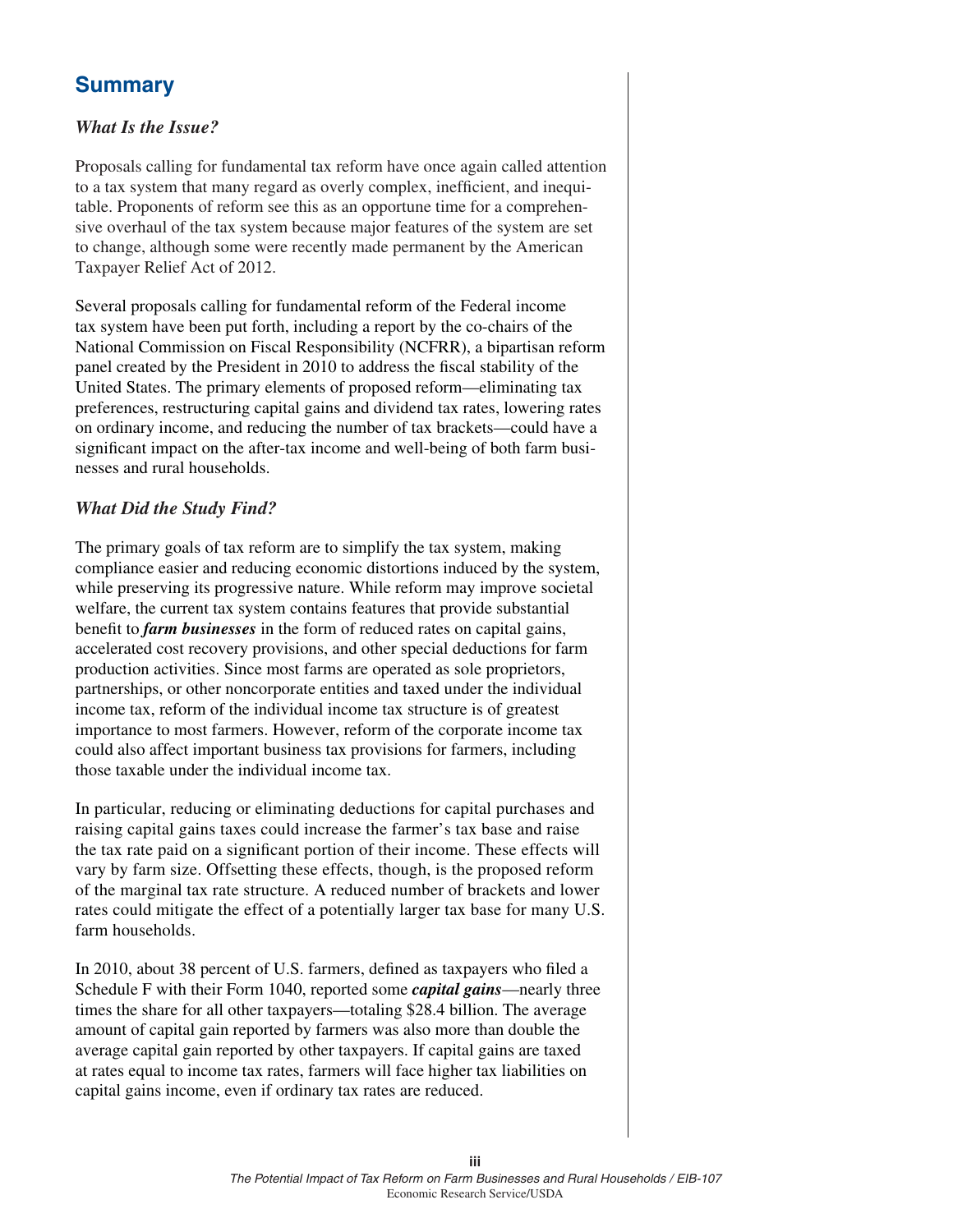## Summary

### *What Is the Issue?*

Proposals calling for fundamental tax reform have once again called attention to a tax system that many regard as overly complex, inefficient, and inequitable. Proponents of reform see this as an opportune time for a comprehensive overhaul of the tax system because major features of the system are set to change, although some were recently made permanent by the American Taxpayer Relief Act of 2012.

Several proposals calling for fundamental reform of the Federal income tax system have been put forth, including a report by the co-chairs of the National Commission on Fiscal Responsibility (NCFRR), a bipartisan reform panel created by the President in 2010 to address the fiscal stability of the United States. The primary elements of proposed reform—eliminating tax preferences, restructuring capital gains and dividend tax rates, lowering rates on ordinary income, and reducing the number of tax brackets—could have a significant impact on the after-tax income and well-being of both farm businesses and rural households.

### *What Did the Study Find?*

The primary goals of tax reform are to simplify the tax system, making compliance easier and reducing economic distortions induced by the system, while preserving its progressive nature. While reform may improve societal welfare, the current tax system contains features that provide substantial benefit to ***farm businesses*** in the form of reduced rates on capital gains, accelerated cost recovery provisions, and other special deductions for farm production activities. Since most farms are operated as sole proprietors, partnerships, or other noncorporate entities and taxed under the individual income tax, reform of the individual income tax structure is of greatest importance to most farmers. However, reform of the corporate income tax could also affect important business tax provisions for farmers, including those taxable under the individual income tax.

In particular, reducing or eliminating deductions for capital purchases and raising capital gains taxes could increase the farmer's tax base and raise the tax rate paid on a significant portion of their income. These effects will vary by farm size. Offsetting these effects, though, is the proposed reform of the marginal tax rate structure. A reduced number of brackets and lower rates could mitigate the effect of a potentially larger tax base for many U.S. farm households.

In 2010, about 38 percent of U.S. farmers, defined as taxpayers who filed a Schedule F with their Form 1040, reported some ***capital gains***—nearly three times the share for all other taxpayers—totaling $28.4 billion. The average amount of capital gain reported by farmers was also more than double the average capital gain reported by other taxpayers. If capital gains are taxed at rates equal to income tax rates, farmers will face higher tax liabilities on capital gains income, even if ordinary tax rates are reduced.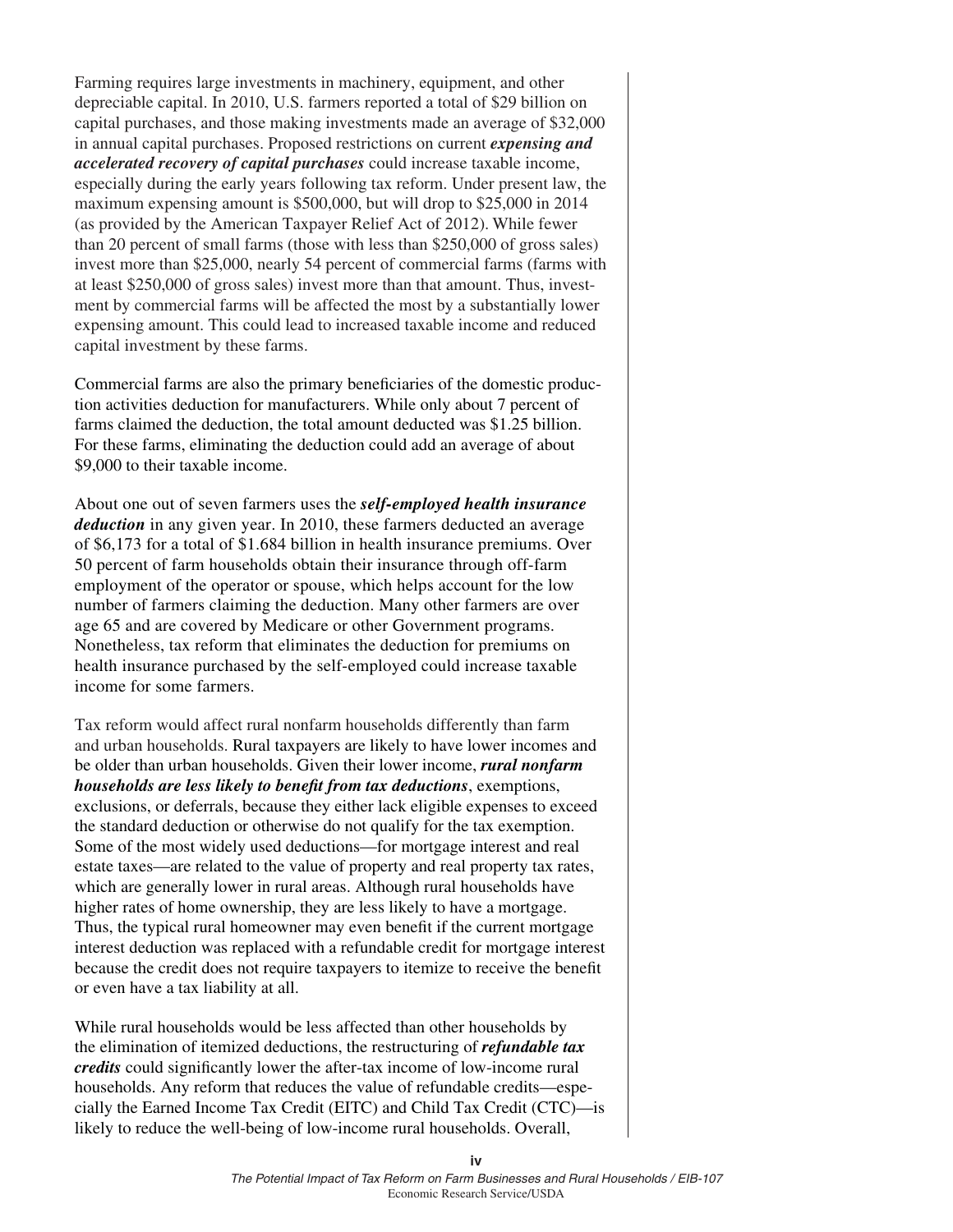Farming requires large investments in machinery, equipment, and other depreciable capital. In 2010, U.S. farmers reported a total of $29 billion on capital purchases, and those making investments made an average of $32,000 in annual capital purchases. Proposed restrictions on current ***expensing and accelerated recovery of capital purchases*** could increase taxable income, especially during the early years following tax reform. Under present law, the maximum expensing amount is $500,000, but will drop to $25,000 in 2014 (as provided by the American Taxpayer Relief Act of 2012). While fewer than 20 percent of small farms (those with less than $250,000 of gross sales) invest more than $25,000, nearly 54 percent of commercial farms (farms with at least $250,000 of gross sales) invest more than that amount. Thus, investment by commercial farms will be affected the most by a substantially lower expensing amount. This could lead to increased taxable income and reduced capital investment by these farms.

Commercial farms are also the primary beneficiaries of the domestic production activities deduction for manufacturers. While only about 7 percent of farms claimed the deduction, the total amount deducted was $1.25 billion. For these farms, eliminating the deduction could add an average of about $9,000 to their taxable income.

About one out of seven farmers uses the ***self-employed health insurance deduction*** in any given year. In 2010, these farmers deducted an average of $6,173 for a total of $1.684 billion in health insurance premiums. Over 50 percent of farm households obtain their insurance through off-farm employment of the operator or spouse, which helps account for the low number of farmers claiming the deduction. Many other farmers are over age 65 and are covered by Medicare or other Government programs. Nonetheless, tax reform that eliminates the deduction for premiums on health insurance purchased by the self-employed could increase taxable income for some farmers.

Tax reform would affect rural nonfarm households differently than farm and urban households. Rural taxpayers are likely to have lower incomes and be older than urban households. Given their lower income, ***rural nonfarm households are less likely to benefit from tax deductions***, exemptions, exclusions, or deferrals, because they either lack eligible expenses to exceed the standard deduction or otherwise do not qualify for the tax exemption. Some of the most widely used deductions—for mortgage interest and real estate taxes—are related to the value of property and real property tax rates, which are generally lower in rural areas. Although rural households have higher rates of home ownership, they are less likely to have a mortgage. Thus, the typical rural homeowner may even benefit if the current mortgage interest deduction was replaced with a refundable credit for mortgage interest because the credit does not require taxpayers to itemize to receive the benefit or even have a tax liability at all.

While rural households would be less affected than other households by the elimination of itemized deductions, the restructuring of ***refundable tax credits*** could significantly lower the after-tax income of low-income rural households. Any reform that reduces the value of refundable credits—especially the Earned Income Tax Credit (EITC) and Child Tax Credit (CTC)—is likely to reduce the well-being of low-income rural households. Overall,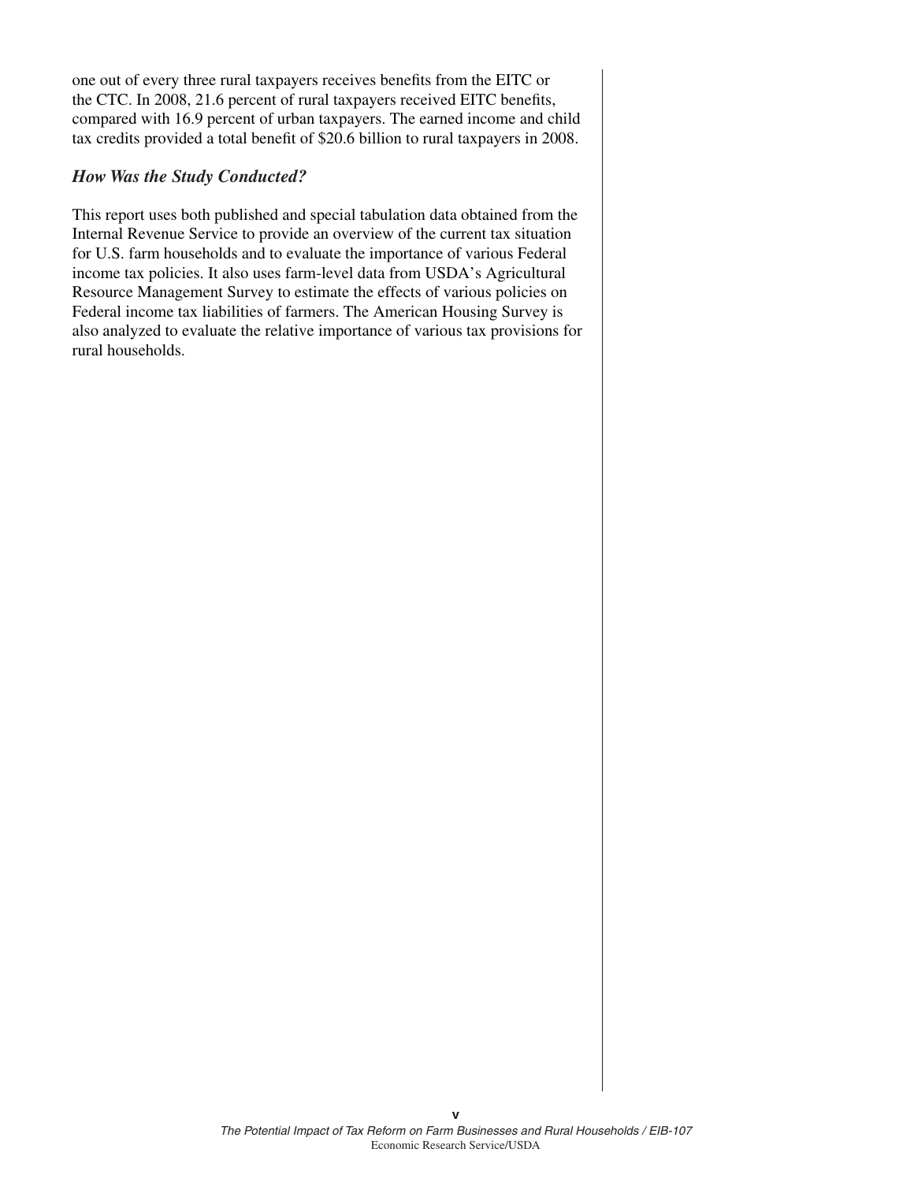one out of every three rural taxpayers receives benefits from the EITC or the CTC. In 2008, 21.6 percent of rural taxpayers received EITC benefits, compared with 16.9 percent of urban taxpayers. The earned income and child tax credits provided a total benefit of $20.6 billion to rural taxpayers in 2008.

### *How Was the Study Conducted?*

This report uses both published and special tabulation data obtained from the Internal Revenue Service to provide an overview of the current tax situation for U.S. farm households and to evaluate the importance of various Federal income tax policies. It also uses farm-level data from USDA's Agricultural Resource Management Survey to estimate the effects of various policies on Federal income tax liabilities of farmers. The American Housing Survey is also analyzed to evaluate the relative importance of various tax provisions for rural households.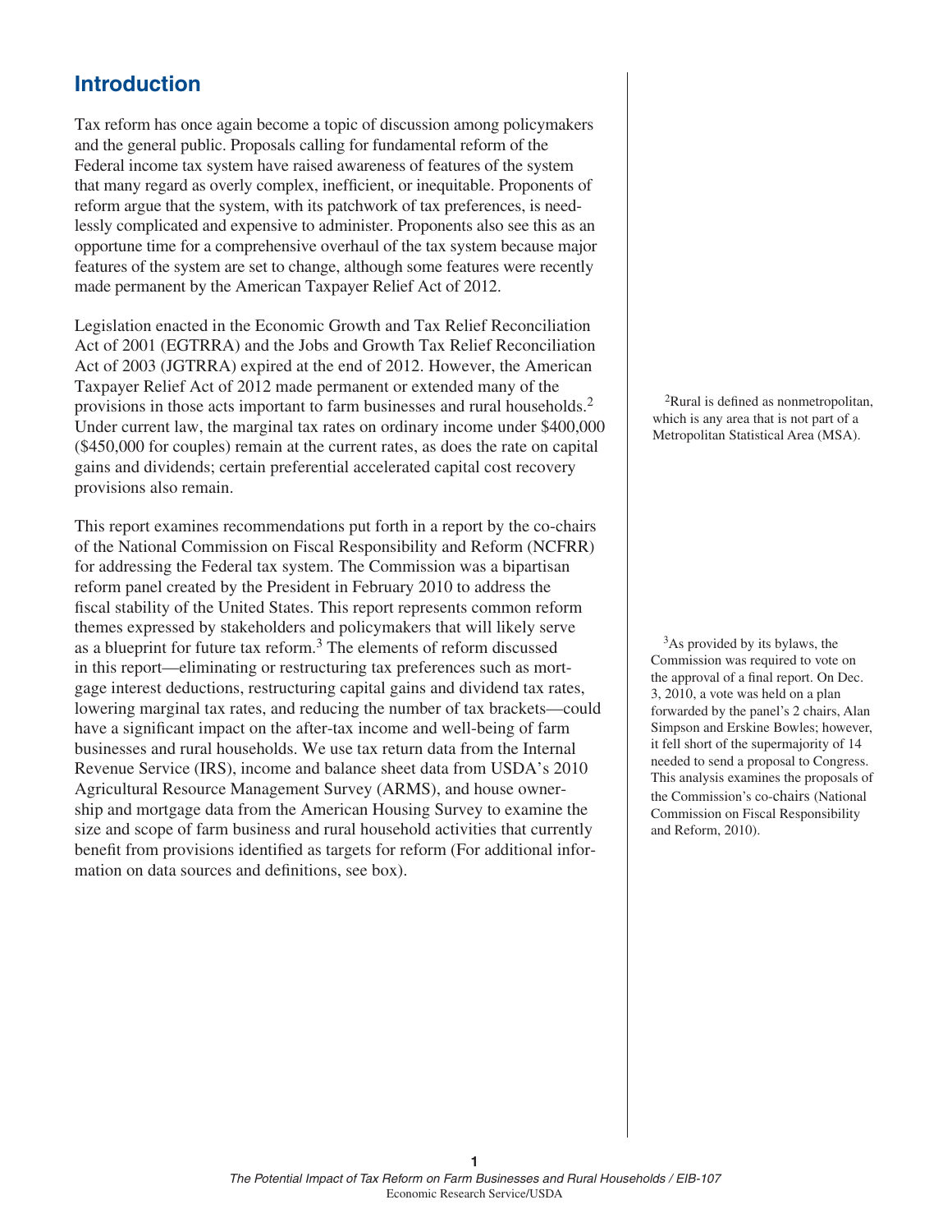# Introduction

Tax reform has once again become a topic of discussion among policymakers and the general public. Proposals calling for fundamental reform of the Federal income tax system have raised awareness of features of the system that many regard as overly complex, inefficient, or inequitable. Proponents of reform argue that the system, with its patchwork of tax preferences, is needlessly complicated and expensive to administer. Proponents also see this as an opportune time for a comprehensive overhaul of the tax system because major features of the system are set to change, although some features were recently made permanent by the American Taxpayer Relief Act of 2012.

Legislation enacted in the Economic Growth and Tax Relief Reconciliation Act of 2001 (EGTRRA) and the Jobs and Growth Tax Relief Reconciliation Act of 2003 (JGTRRA) expired at the end of 2012. However, the American Taxpayer Relief Act of 2012 made permanent or extended many of the provisions in those acts important to farm businesses and rural households.[2] Under current law, the marginal tax rates on ordinary income under $400,000 ($450,000 for couples) remain at the current rates, as does the rate on capital gains and dividends; certain preferential accelerated capital cost recovery provisions also remain.

This report examines recommendations put forth in a report by the co-chairs of the National Commission on Fiscal Responsibility and Reform (NCFRR) for addressing the Federal tax system. The Commission was a bipartisan reform panel created by the President in February 2010 to address the fiscal stability of the United States. This report represents common reform themes expressed by stakeholders and policymakers that will likely serve as a blueprint for future tax reform.[3] The elements of reform discussed in this report—eliminating or restructuring tax preferences such as mortgage interest deductions, restructuring capital gains and dividend tax rates, lowering marginal tax rates, and reducing the number of tax brackets—could have a significant impact on the after-tax income and well-being of farm businesses and rural households. We use tax return data from the Internal Revenue Service (IRS), income and balance sheet data from USDA's 2010 Agricultural Resource Management Survey (ARMS), and house ownership and mortgage data from the American Housing Survey to examine the size and scope of farm business and rural household activities that currently benefit from provisions identified as targets for reform (For additional information on data sources and definitions, see box).

[2] Rural is defined as nonmetropolitan, which is any area that is not part of a Metropolitan Statistical Area (MSA).

[3] As provided by its bylaws, the Commission was required to vote on the approval of a final report. On Dec. 3, 2010, a vote was held on a plan forwarded by the panel's 2 chairs, Alan Simpson and Erskine Bowles; however, it fell short of the supermajority of 14 needed to send a proposal to Congress. This analysis examines the proposals of the Commission's co-chairs (National Commission on Fiscal Responsibility and Reform, 2010).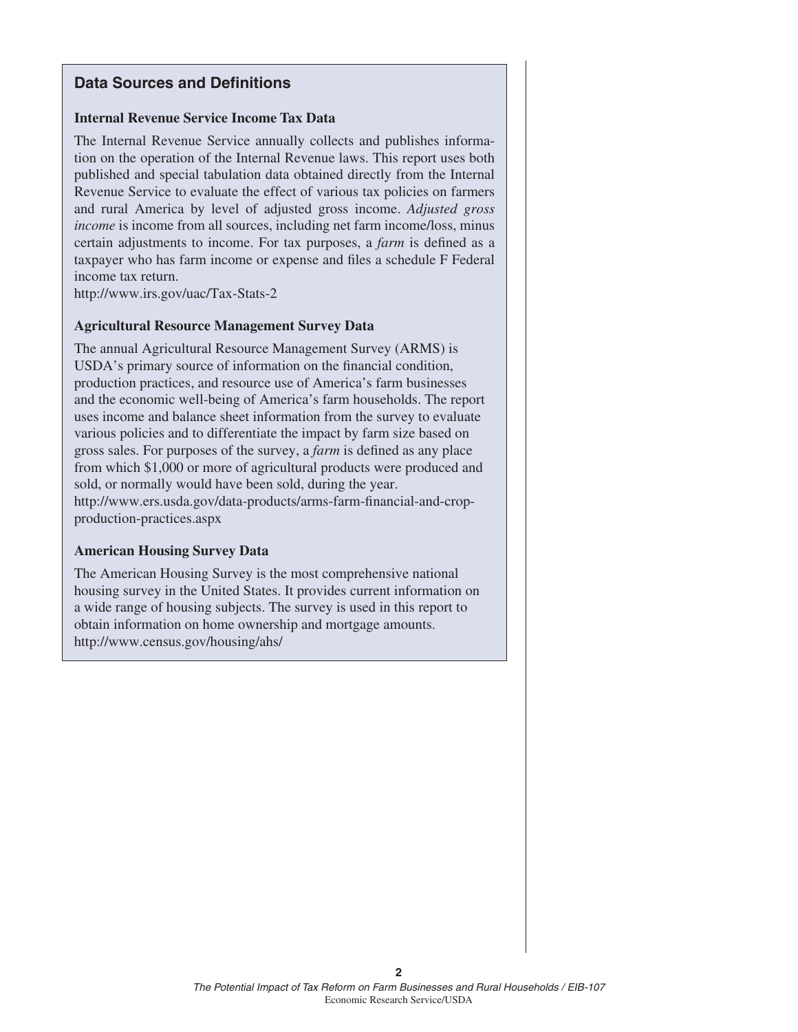## Data Sources and Definitions

### Internal Revenue Service Income Tax Data

The Internal Revenue Service annually collects and publishes information on the operation of the Internal Revenue laws. This report uses both published and special tabulation data obtained directly from the Internal Revenue Service to evaluate the effect of various tax policies on farmers and rural America by level of adjusted gross income. *Adjusted gross income* is income from all sources, including net farm income/loss, minus certain adjustments to income. For tax purposes, a *farm* is defined as a taxpayer who has farm income or expense and files a schedule F Federal income tax return.
http://www.irs.gov/uac/Tax-Stats-2

### Agricultural Resource Management Survey Data

The annual Agricultural Resource Management Survey (ARMS) is USDA's primary source of information on the financial condition, production practices, and resource use of America's farm businesses and the economic well-being of America's farm households. The report uses income and balance sheet information from the survey to evaluate various policies and to differentiate the impact by farm size based on gross sales. For purposes of the survey, a *farm* is defined as any place from which $1,000 or more of agricultural products were produced and sold, or normally would have been sold, during the year.
http://www.ers.usda.gov/data-products/arms-farm-financial-and-crop-production-practices.aspx

### American Housing Survey Data

The American Housing Survey is the most comprehensive national housing survey in the United States. It provides current information on a wide range of housing subjects. The survey is used in this report to obtain information on home ownership and mortgage amounts.
http://www.census.gov/housing/ahs/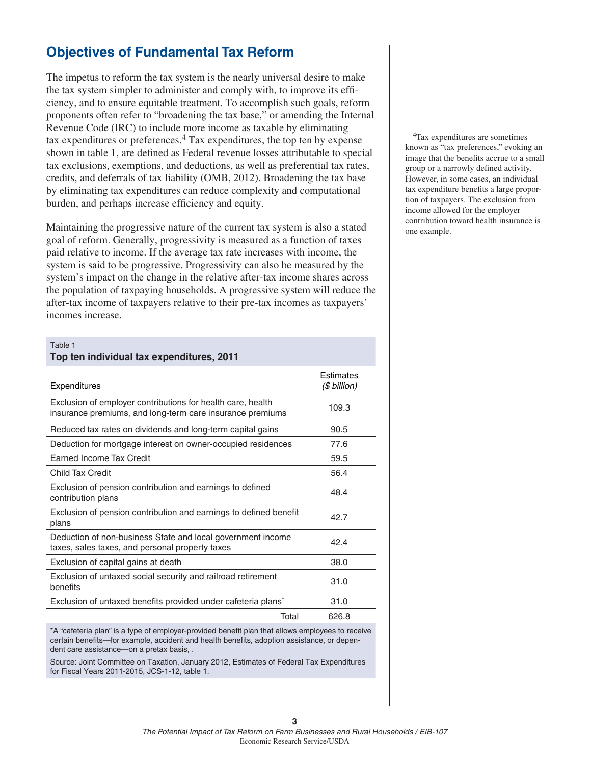## Objectives of Fundamental Tax Reform

The impetus to reform the tax system is the nearly universal desire to make the tax system simpler to administer and comply with, to improve its efficiency, and to ensure equitable treatment. To accomplish such goals, reform proponents often refer to "broadening the tax base," or amending the Internal Revenue Code (IRC) to include more income as taxable by eliminating tax expenditures or preferences.[4] Tax expenditures, the top ten by expense shown in table 1, are defined as Federal revenue losses attributable to special tax exclusions, exemptions, and deductions, as well as preferential tax rates, credits, and deferrals of tax liability (OMB, 2012). Broadening the tax base by eliminating tax expenditures can reduce complexity and computational burden, and perhaps increase efficiency and equity.

Maintaining the progressive nature of the current tax system is also a stated goal of reform. Generally, progressivity is measured as a function of taxes paid relative to income. If the average tax rate increases with income, the system is said to be progressive. Progressivity can also be measured by the system's impact on the change in the relative after-tax income shares across the population of taxpaying households. A progressive system will reduce the after-tax income of taxpayers relative to their pre-tax incomes as taxpayers' incomes increase.

[4]Tax expenditures are sometimes known as "tax preferences," evoking an image that the benefits accrue to a small group or a narrowly defined activity. However, in some cases, an individual tax expenditure benefits a large proportion of taxpayers. The exclusion from income allowed for the employer contribution toward health insurance is one example.

Table 1
**Top ten individual tax expenditures, 2011**

| Expenditures | Estimates *($ billion)* |
|---|---|
| Exclusion of employer contributions for health care, health insurance premiums, and long-term care insurance premiums | 109.3 |
| Reduced tax rates on dividends and long-term capital gains | 90.5 |
| Deduction for mortgage interest on owner-occupied residences | 77.6 |
| Earned Income Tax Credit | 59.5 |
| Child Tax Credit | 56.4 |
| Exclusion of pension contribution and earnings to defined contribution plans | 48.4 |
| Exclusion of pension contribution and earnings to defined benefit plans | 42.7 |
| Deduction of non-business State and local government income taxes, sales taxes, and personal property taxes | 42.4 |
| Exclusion of capital gains at death | 38.0 |
| Exclusion of untaxed social security and railroad retirement benefits | 31.0 |
| Exclusion of untaxed benefits provided under cafeteria plans* | 31.0 |
| Total | 626.8 |

*A "cafeteria plan" is a type of employer-provided benefit plan that allows employees to receive certain benefits—for example, accident and health benefits, adoption assistance, or dependent care assistance—on a pretax basis, .

Source: Joint Committee on Taxation, January 2012, Estimates of Federal Tax Expenditures for Fiscal Years 2011-2015, JCS-1-12, table 1.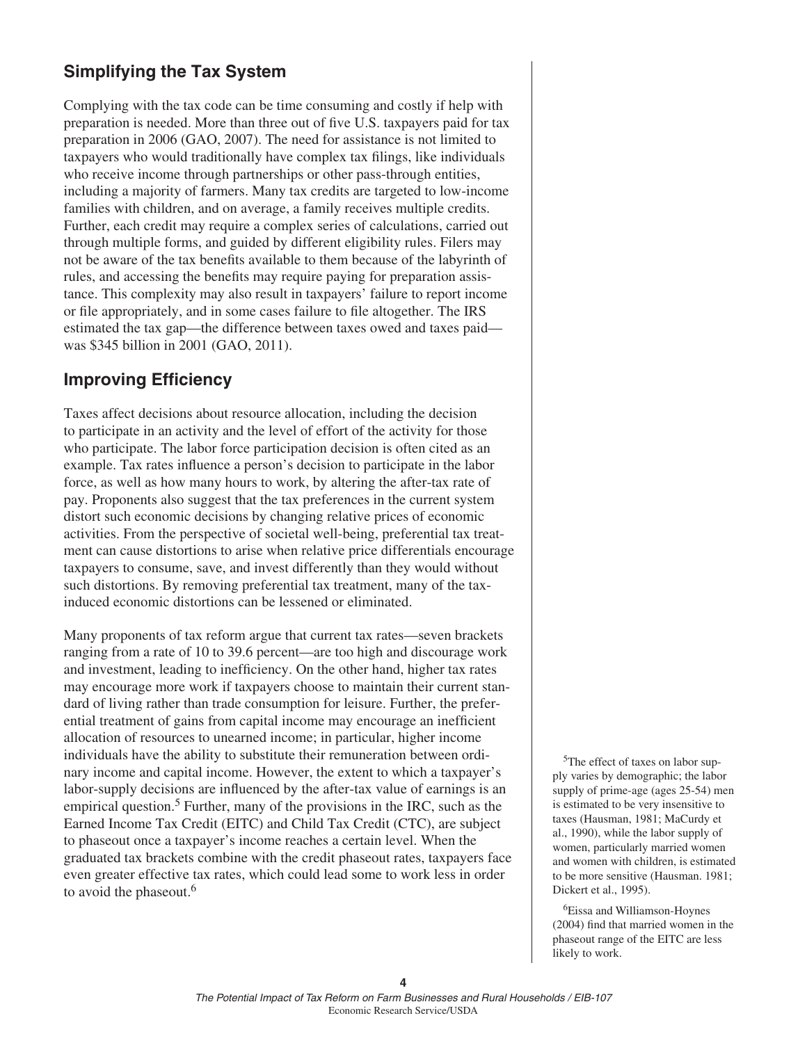## Simplifying the Tax System

Complying with the tax code can be time consuming and costly if help with preparation is needed. More than three out of five U.S. taxpayers paid for tax preparation in 2006 (GAO, 2007). The need for assistance is not limited to taxpayers who would traditionally have complex tax filings, like individuals who receive income through partnerships or other pass-through entities, including a majority of farmers. Many tax credits are targeted to low-income families with children, and on average, a family receives multiple credits. Further, each credit may require a complex series of calculations, carried out through multiple forms, and guided by different eligibility rules. Filers may not be aware of the tax benefits available to them because of the labyrinth of rules, and accessing the benefits may require paying for preparation assistance. This complexity may also result in taxpayers' failure to report income or file appropriately, and in some cases failure to file altogether. The IRS estimated the tax gap—the difference between taxes owed and taxes paid—was $345 billion in 2001 (GAO, 2011).

## Improving Efficiency

Taxes affect decisions about resource allocation, including the decision to participate in an activity and the level of effort of the activity for those who participate. The labor force participation decision is often cited as an example. Tax rates influence a person's decision to participate in the labor force, as well as how many hours to work, by altering the after-tax rate of pay. Proponents also suggest that the tax preferences in the current system distort such economic decisions by changing relative prices of economic activities. From the perspective of societal well-being, preferential tax treatment can cause distortions to arise when relative price differentials encourage taxpayers to consume, save, and invest differently than they would without such distortions. By removing preferential tax treatment, many of the tax-induced economic distortions can be lessened or eliminated.

Many proponents of tax reform argue that current tax rates—seven brackets ranging from a rate of 10 to 39.6 percent—are too high and discourage work and investment, leading to inefficiency. On the other hand, higher tax rates may encourage more work if taxpayers choose to maintain their current standard of living rather than trade consumption for leisure. Further, the preferential treatment of gains from capital income may encourage an inefficient allocation of resources to unearned income; in particular, higher income individuals have the ability to substitute their remuneration between ordinary income and capital income. However, the extent to which a taxpayer's labor-supply decisions are influenced by the after-tax value of earnings is an empirical question.[5] Further, many of the provisions in the IRC, such as the Earned Income Tax Credit (EITC) and Child Tax Credit (CTC), are subject to phaseout once a taxpayer's income reaches a certain level. When the graduated tax brackets combine with the credit phaseout rates, taxpayers face even greater effective tax rates, which could lead some to work less in order to avoid the phaseout.[6]

[5]The effect of taxes on labor supply varies by demographic; the labor supply of prime-age (ages 25-54) men is estimated to be very insensitive to taxes (Hausman, 1981; MaCurdy et al., 1990), while the labor supply of women, particularly married women and women with children, is estimated to be more sensitive (Hausman. 1981; Dickert et al., 1995).

[6]Eissa and Williamson-Hoynes (2004) find that married women in the phaseout range of the EITC are less likely to work.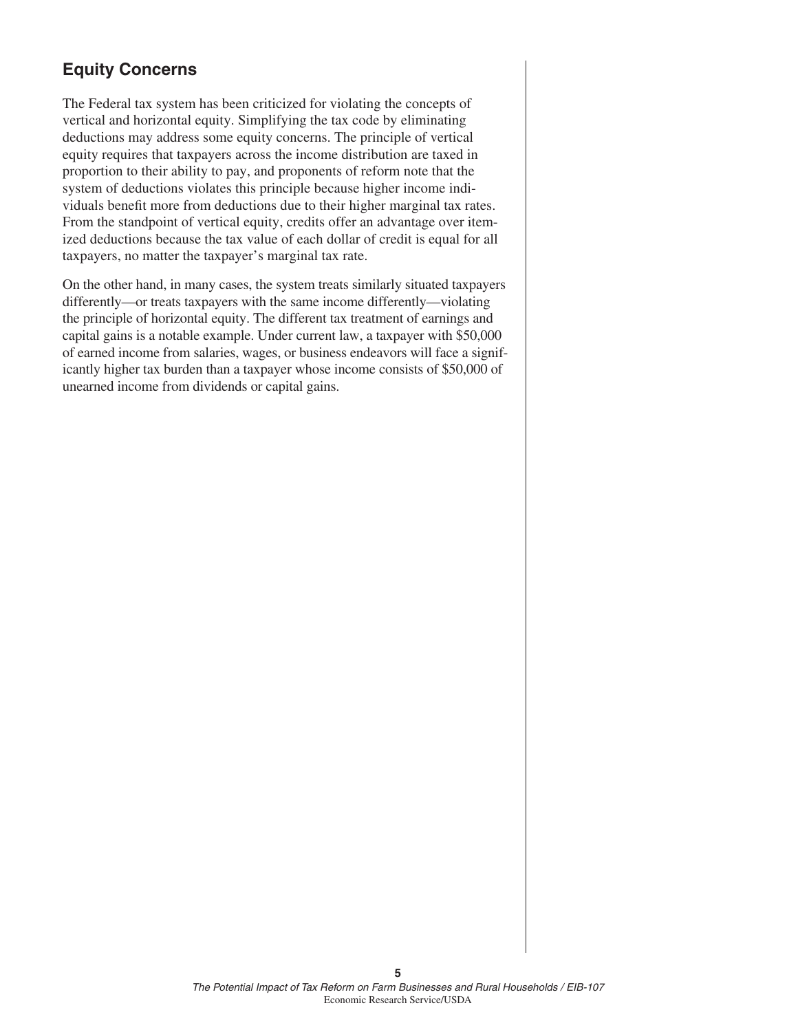## Equity Concerns

The Federal tax system has been criticized for violating the concepts of vertical and horizontal equity. Simplifying the tax code by eliminating deductions may address some equity concerns. The principle of vertical equity requires that taxpayers across the income distribution are taxed in proportion to their ability to pay, and proponents of reform note that the system of deductions violates this principle because higher income individuals benefit more from deductions due to their higher marginal tax rates. From the standpoint of vertical equity, credits offer an advantage over itemized deductions because the tax value of each dollar of credit is equal for all taxpayers, no matter the taxpayer's marginal tax rate.

On the other hand, in many cases, the system treats similarly situated taxpayers differently—or treats taxpayers with the same income differently—violating the principle of horizontal equity. The different tax treatment of earnings and capital gains is a notable example. Under current law, a taxpayer with $50,000 of earned income from salaries, wages, or business endeavors will face a significantly higher tax burden than a taxpayer whose income consists of $50,000 of unearned income from dividends or capital gains.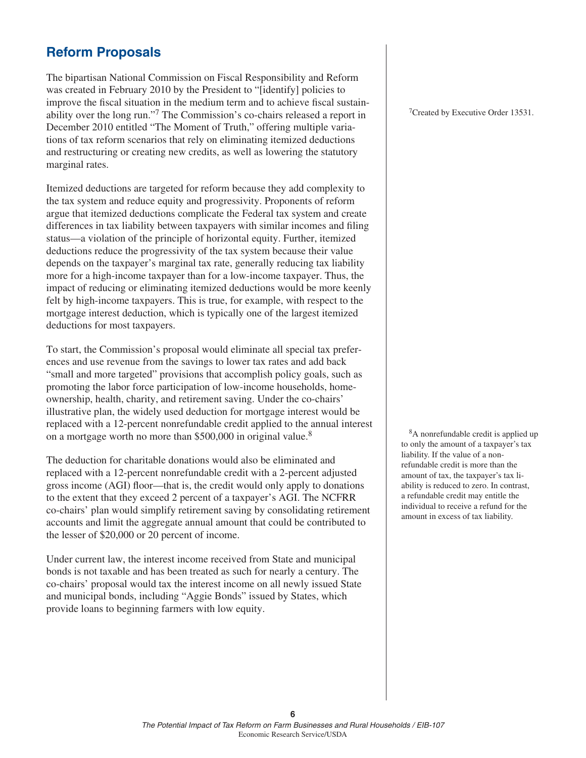## Reform Proposals

The bipartisan National Commission on Fiscal Responsibility and Reform was created in February 2010 by the President to "[identify] policies to improve the fiscal situation in the medium term and to achieve fiscal sustainability over the long run."[7] The Commission's co-chairs released a report in December 2010 entitled "The Moment of Truth," offering multiple variations of tax reform scenarios that rely on eliminating itemized deductions and restructuring or creating new credits, as well as lowering the statutory marginal rates.

Itemized deductions are targeted for reform because they add complexity to the tax system and reduce equity and progressivity. Proponents of reform argue that itemized deductions complicate the Federal tax system and create differences in tax liability between taxpayers with similar incomes and filing status—a violation of the principle of horizontal equity. Further, itemized deductions reduce the progressivity of the tax system because their value depends on the taxpayer's marginal tax rate, generally reducing tax liability more for a high-income taxpayer than for a low-income taxpayer. Thus, the impact of reducing or eliminating itemized deductions would be more keenly felt by high-income taxpayers. This is true, for example, with respect to the mortgage interest deduction, which is typically one of the largest itemized deductions for most taxpayers.

To start, the Commission's proposal would eliminate all special tax preferences and use revenue from the savings to lower tax rates and add back "small and more targeted" provisions that accomplish policy goals, such as promoting the labor force participation of low-income households, homeownership, health, charity, and retirement saving. Under the co-chairs' illustrative plan, the widely used deduction for mortgage interest would be replaced with a 12-percent nonrefundable credit applied to the annual interest on a mortgage worth no more than $500,000 in original value.[8]

The deduction for charitable donations would also be eliminated and replaced with a 12-percent nonrefundable credit with a 2-percent adjusted gross income (AGI) floor—that is, the credit would only apply to donations to the extent that they exceed 2 percent of a taxpayer's AGI. The NCFRR co-chairs' plan would simplify retirement saving by consolidating retirement accounts and limit the aggregate annual amount that could be contributed to the lesser of $20,000 or 20 percent of income.

Under current law, the interest income received from State and municipal bonds is not taxable and has been treated as such for nearly a century. The co-chairs' proposal would tax the interest income on all newly issued State and municipal bonds, including "Aggie Bonds" issued by States, which provide loans to beginning farmers with low equity.

[7] Created by Executive Order 13531.

[8] A nonrefundable credit is applied up to only the amount of a taxpayer's tax liability. If the value of a nonrefundable credit is more than the amount of tax, the taxpayer's tax liability is reduced to zero. In contrast, a refundable credit may entitle the individual to receive a refund for the amount in excess of tax liability.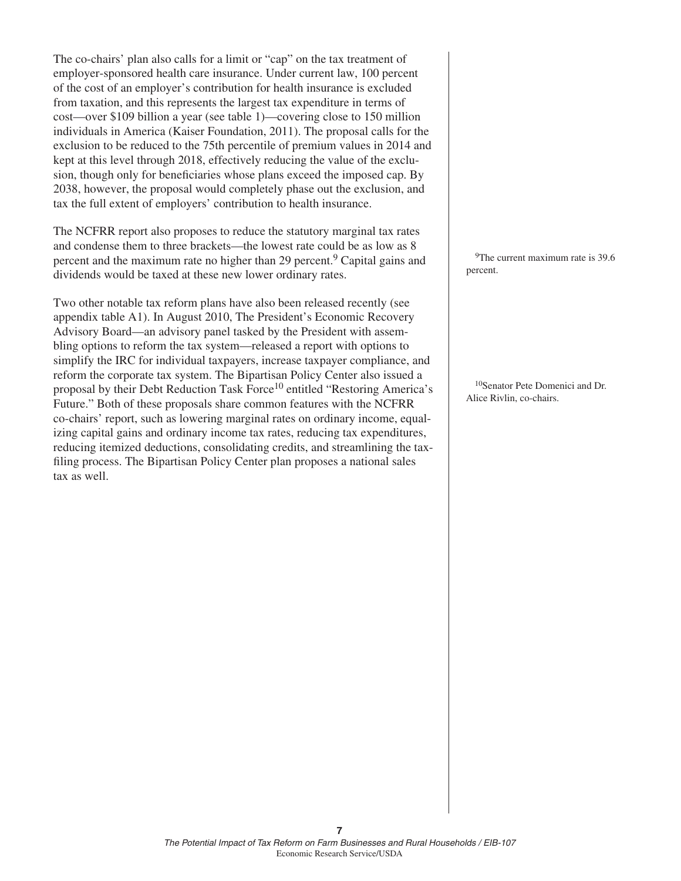The co-chairs' plan also calls for a limit or "cap" on the tax treatment of employer-sponsored health care insurance. Under current law, 100 percent of the cost of an employer's contribution for health insurance is excluded from taxation, and this represents the largest tax expenditure in terms of cost—over $109 billion a year (see table 1)—covering close to 150 million individuals in America (Kaiser Foundation, 2011). The proposal calls for the exclusion to be reduced to the 75th percentile of premium values in 2014 and kept at this level through 2018, effectively reducing the value of the exclusion, though only for beneficiaries whose plans exceed the imposed cap. By 2038, however, the proposal would completely phase out the exclusion, and tax the full extent of employers' contribution to health insurance.

The NCFRR report also proposes to reduce the statutory marginal tax rates and condense them to three brackets—the lowest rate could be as low as 8 percent and the maximum rate no higher than 29 percent.[9] Capital gains and dividends would be taxed at these new lower ordinary rates.

Two other notable tax reform plans have also been released recently (see appendix table A1). In August 2010, The President's Economic Recovery Advisory Board—an advisory panel tasked by the President with assembling options to reform the tax system—released a report with options to simplify the IRC for individual taxpayers, increase taxpayer compliance, and reform the corporate tax system. The Bipartisan Policy Center also issued a proposal by their Debt Reduction Task Force[10] entitled "Restoring America's Future." Both of these proposals share common features with the NCFRR co-chairs' report, such as lowering marginal rates on ordinary income, equalizing capital gains and ordinary income tax rates, reducing tax expenditures, reducing itemized deductions, consolidating credits, and streamlining the tax-filing process. The Bipartisan Policy Center plan proposes a national sales tax as well.

[9] The current maximum rate is 39.6 percent.

[10] Senator Pete Domenici and Dr. Alice Rivlin, co-chairs.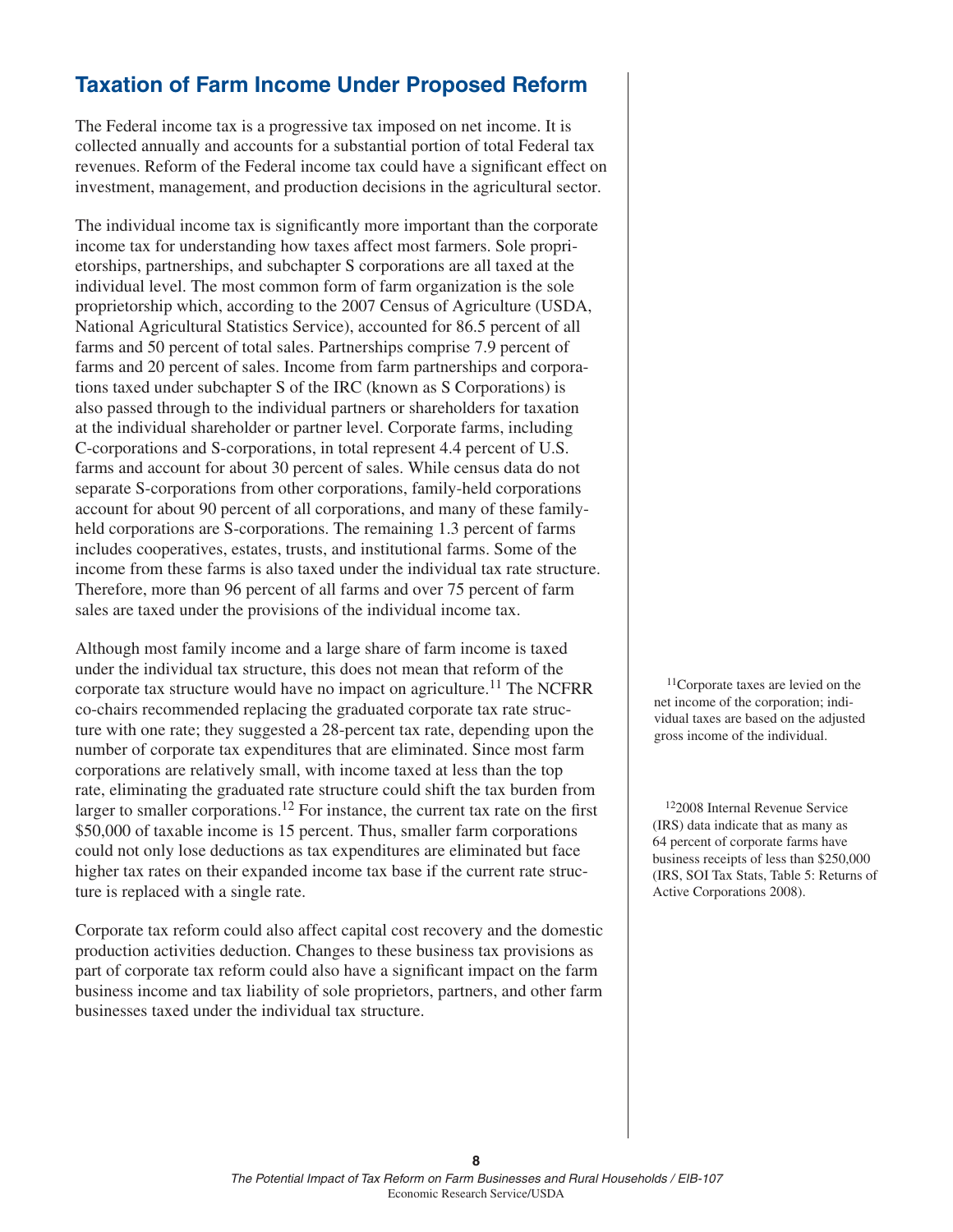## Taxation of Farm Income Under Proposed Reform

The Federal income tax is a progressive tax imposed on net income. It is collected annually and accounts for a substantial portion of total Federal tax revenues. Reform of the Federal income tax could have a significant effect on investment, management, and production decisions in the agricultural sector.

The individual income tax is significantly more important than the corporate income tax for understanding how taxes affect most farmers. Sole proprietorships, partnerships, and subchapter S corporations are all taxed at the individual level. The most common form of farm organization is the sole proprietorship which, according to the 2007 Census of Agriculture (USDA, National Agricultural Statistics Service), accounted for 86.5 percent of all farms and 50 percent of total sales. Partnerships comprise 7.9 percent of farms and 20 percent of sales. Income from farm partnerships and corporations taxed under subchapter S of the IRC (known as S Corporations) is also passed through to the individual partners or shareholders for taxation at the individual shareholder or partner level. Corporate farms, including C-corporations and S-corporations, in total represent 4.4 percent of U.S. farms and account for about 30 percent of sales. While census data do not separate S-corporations from other corporations, family-held corporations account for about 90 percent of all corporations, and many of these family-held corporations are S-corporations. The remaining 1.3 percent of farms includes cooperatives, estates, trusts, and institutional farms. Some of the income from these farms is also taxed under the individual tax rate structure. Therefore, more than 96 percent of all farms and over 75 percent of farm sales are taxed under the provisions of the individual income tax.

Although most family income and a large share of farm income is taxed under the individual tax structure, this does not mean that reform of the corporate tax structure would have no impact on agriculture.[11] The NCFRR co-chairs recommended replacing the graduated corporate tax rate structure with one rate; they suggested a 28-percent tax rate, depending upon the number of corporate tax expenditures that are eliminated. Since most farm corporations are relatively small, with income taxed at less than the top rate, eliminating the graduated rate structure could shift the tax burden from larger to smaller corporations.[12] For instance, the current tax rate on the first $50,000 of taxable income is 15 percent. Thus, smaller farm corporations could not only lose deductions as tax expenditures are eliminated but face higher tax rates on their expanded income tax base if the current rate structure is replaced with a single rate.

Corporate tax reform could also affect capital cost recovery and the domestic production activities deduction. Changes to these business tax provisions as part of corporate tax reform could also have a significant impact on the farm business income and tax liability of sole proprietors, partners, and other farm businesses taxed under the individual tax structure.

[11]Corporate taxes are levied on the net income of the corporation; individual taxes are based on the adjusted gross income of the individual.

[12]2008 Internal Revenue Service (IRS) data indicate that as many as 64 percent of corporate farms have business receipts of less than $250,000 (IRS, SOI Tax Stats, Table 5: Returns of Active Corporations 2008).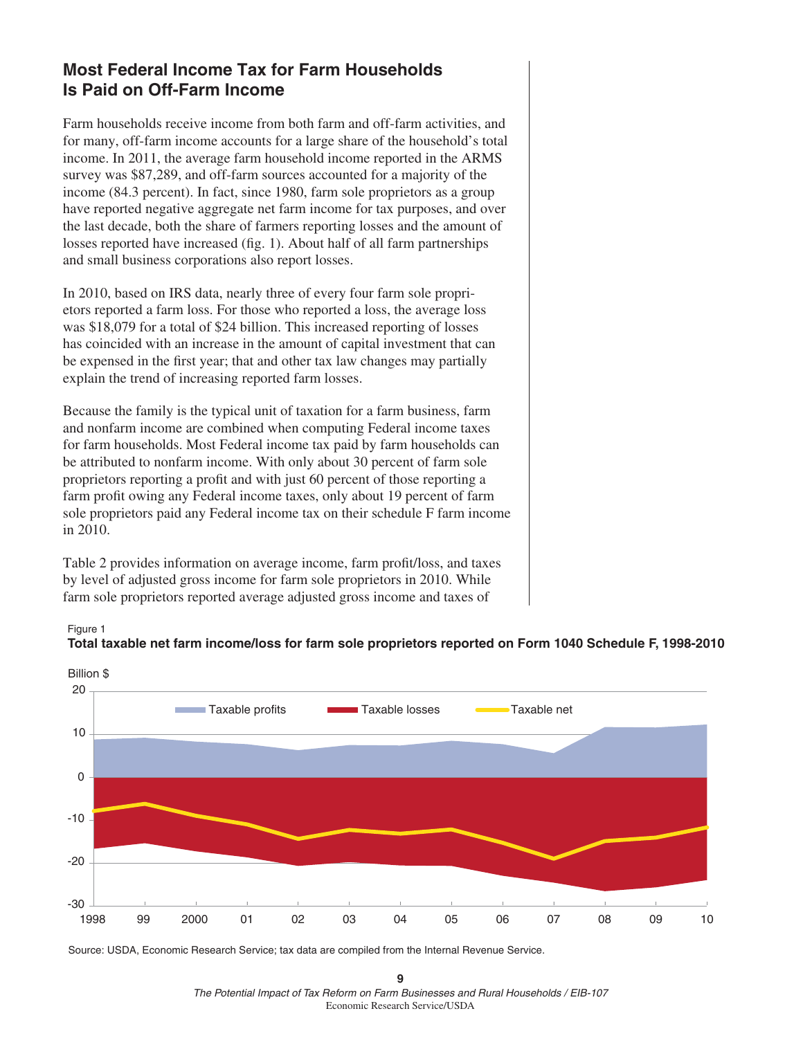## Most Federal Income Tax for Farm Households Is Paid on Off-Farm Income

Farm households receive income from both farm and off-farm activities, and for many, off-farm income accounts for a large share of the household's total income. In 2011, the average farm household income reported in the ARMS survey was $87,289, and off-farm sources accounted for a majority of the income (84.3 percent). In fact, since 1980, farm sole proprietors as a group have reported negative aggregate net farm income for tax purposes, and over the last decade, both the share of farmers reporting losses and the amount of losses reported have increased (fig. 1). About half of all farm partnerships and small business corporations also report losses.

In 2010, based on IRS data, nearly three of every four farm sole proprietors reported a farm loss. For those who reported a loss, the average loss was $18,079 for a total of $24 billion. This increased reporting of losses has coincided with an increase in the amount of capital investment that can be expensed in the first year; that and other tax law changes may partially explain the trend of increasing reported farm losses.

Because the family is the typical unit of taxation for a farm business, farm and nonfarm income are combined when computing Federal income taxes for farm households. Most Federal income tax paid by farm households can be attributed to nonfarm income. With only about 30 percent of farm sole proprietors reporting a profit and with just 60 percent of those reporting a farm profit owing any Federal income taxes, only about 19 percent of farm sole proprietors paid any Federal income tax on their schedule F farm income in 2010.

Table 2 provides information on average income, farm profit/loss, and taxes by level of adjusted gross income for farm sole proprietors in 2010. While farm sole proprietors reported average adjusted gross income and taxes of

Figure 1

**Total taxable net farm income/loss for farm sole proprietors reported on Form 1040 Schedule F, 1998-2010**

Source: USDA, Economic Research Service; tax data are compiled from the Internal Revenue Service.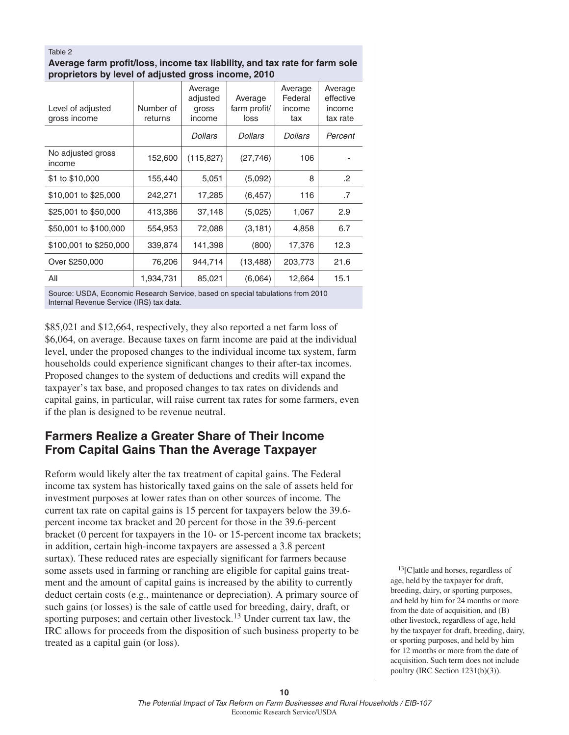Table 2

**Average farm profit/loss, income tax liability, and tax rate for farm sole proprietors by level of adjusted gross income, 2010**

| Level of adjusted gross income | Number of returns | Average adjusted gross income | Average farm profit/ loss | Average Federal income tax | Average effective income tax rate |
|---|---|---|---|---|---|
| | | *Dollars* | *Dollars* | *Dollars* | *Percent* |
| No adjusted gross income | 152,600 | (115,827) | (27,746) | 106 | - |
| $1 to $10,000 | 155,440 | 5,051 | (5,092) | 8 | .2 |
| $10,001 to $25,000 | 242,271 | 17,285 | (6,457) | 116 | .7 |
| $25,001 to $50,000 | 413,386 | 37,148 | (5,025) | 1,067 | 2.9 |
| $50,001 to $100,000 | 554,953 | 72,088 | (3,181) | 4,858 | 6.7 |
| $100,001 to $250,000 | 339,874 | 141,398 | (800) | 17,376 | 12.3 |
| Over $250,000 | 76,206 | 944,714 | (13,488) | 203,773 | 21.6 |
| All | 1,934,731 | 85,021 | (6,064) | 12,664 | 15.1 |

Source: USDA, Economic Research Service, based on special tabulations from 2010 Internal Revenue Service (IRS) tax data.

$85,021 and $12,664, respectively, they also reported a net farm loss of $6,064, on average. Because taxes on farm income are paid at the individual level, under the proposed changes to the individual income tax system, farm households could experience significant changes to their after-tax incomes. Proposed changes to the system of deductions and credits will expand the taxpayer's tax base, and proposed changes to tax rates on dividends and capital gains, in particular, will raise current tax rates for some farmers, even if the plan is designed to be revenue neutral.

## Farmers Realize a Greater Share of Their Income From Capital Gains Than the Average Taxpayer

Reform would likely alter the tax treatment of capital gains. The Federal income tax system has historically taxed gains on the sale of assets held for investment purposes at lower rates than on other sources of income. The current tax rate on capital gains is 15 percent for taxpayers below the 39.6-percent income tax bracket and 20 percent for those in the 39.6-percent bracket (0 percent for taxpayers in the 10- or 15-percent income tax brackets; in addition, certain high-income taxpayers are assessed a 3.8 percent surtax). These reduced rates are especially significant for farmers because some assets used in farming or ranching are eligible for capital gains treatment and the amount of capital gains is increased by the ability to currently deduct certain costs (e.g., maintenance or depreciation). A primary source of such gains (or losses) is the sale of cattle used for breeding, dairy, draft, or sporting purposes; and certain other livestock.[13] Under current tax law, the IRC allows for proceeds from the disposition of such business property to be treated as a capital gain (or loss).

[13][C]attle and horses, regardless of age, held by the taxpayer for draft, breeding, dairy, or sporting purposes, and held by him for 24 months or more from the date of acquisition, and (B) other livestock, regardless of age, held by the taxpayer for draft, breeding, dairy, or sporting purposes, and held by him for 12 months or more from the date of acquisition. Such term does not include poultry (IRC Section 1231(b)(3)).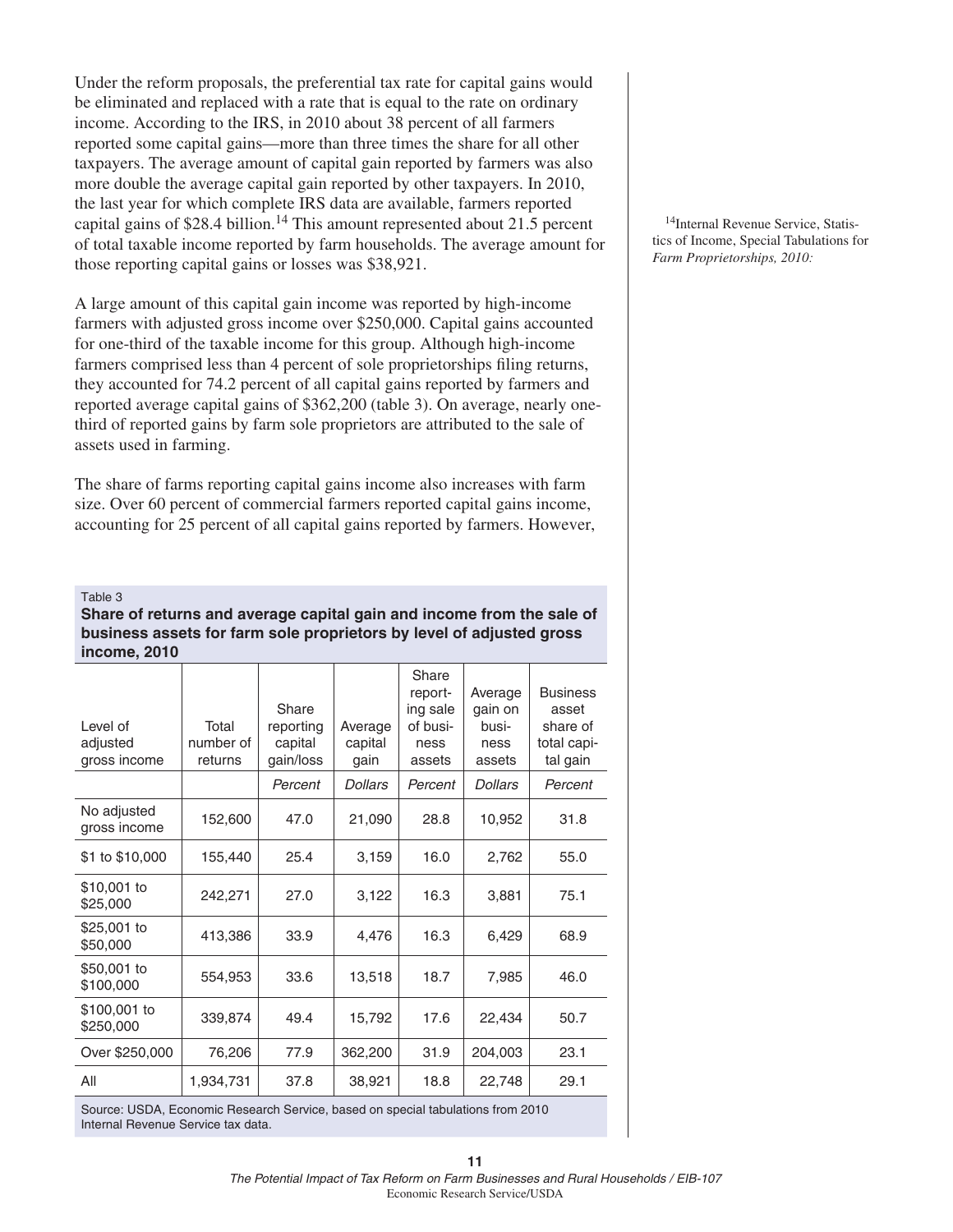Under the reform proposals, the preferential tax rate for capital gains would be eliminated and replaced with a rate that is equal to the rate on ordinary income. According to the IRS, in 2010 about 38 percent of all farmers reported some capital gains—more than three times the share for all other taxpayers. The average amount of capital gain reported by farmers was also more double the average capital gain reported by other taxpayers. In 2010, the last year for which complete IRS data are available, farmers reported capital gains of $28.4 billion.[14] This amount represented about 21.5 percent of total taxable income reported by farm households. The average amount for those reporting capital gains or losses was $38,921.

[14]Internal Revenue Service, Statistics of Income, Special Tabulations for *Farm Proprietorships, 2010:*

A large amount of this capital gain income was reported by high-income farmers with adjusted gross income over $250,000. Capital gains accounted for one-third of the taxable income for this group. Although high-income farmers comprised less than 4 percent of sole proprietorships filing returns, they accounted for 74.2 percent of all capital gains reported by farmers and reported average capital gains of $362,200 (table 3). On average, nearly one-third of reported gains by farm sole proprietors are attributed to the sale of assets used in farming.

The share of farms reporting capital gains income also increases with farm size. Over 60 percent of commercial farmers reported capital gains income, accounting for 25 percent of all capital gains reported by farmers. However,

Table 3

**Share of returns and average capital gain and income from the sale of business assets for farm sole proprietors by level of adjusted gross income, 2010**

| Level of adjusted gross income | Total number of returns | Share reporting capital gain/loss | Average capital gain | Share reporting sale of business assets | Average gain on business assets | Business asset share of total capital gain |
|---|---|---|---|---|---|---|
| | | *Percent* | *Dollars* | *Percent* | *Dollars* | *Percent* |
| No adjusted gross income | 152,600 | 47.0 | 21,090 | 28.8 | 10,952 | 31.8 |
| $1 to $10,000 | 155,440 | 25.4 | 3,159 | 16.0 | 2,762 | 55.0 |
| $10,001 to $25,000 | 242,271 | 27.0 | 3,122 | 16.3 | 3,881 | 75.1 |
| $25,001 to $50,000 | 413,386 | 33.9 | 4,476 | 16.3 | 6,429 | 68.9 |
| $50,001 to $100,000 | 554,953 | 33.6 | 13,518 | 18.7 | 7,985 | 46.0 |
| $100,001 to $250,000 | 339,874 | 49.4 | 15,792 | 17.6 | 22,434 | 50.7 |
| Over $250,000 | 76,206 | 77.9 | 362,200 | 31.9 | 204,003 | 23.1 |
| All | 1,934,731 | 37.8 | 38,921 | 18.8 | 22,748 | 29.1 |

Source: USDA, Economic Research Service, based on special tabulations from 2010 Internal Revenue Service tax data.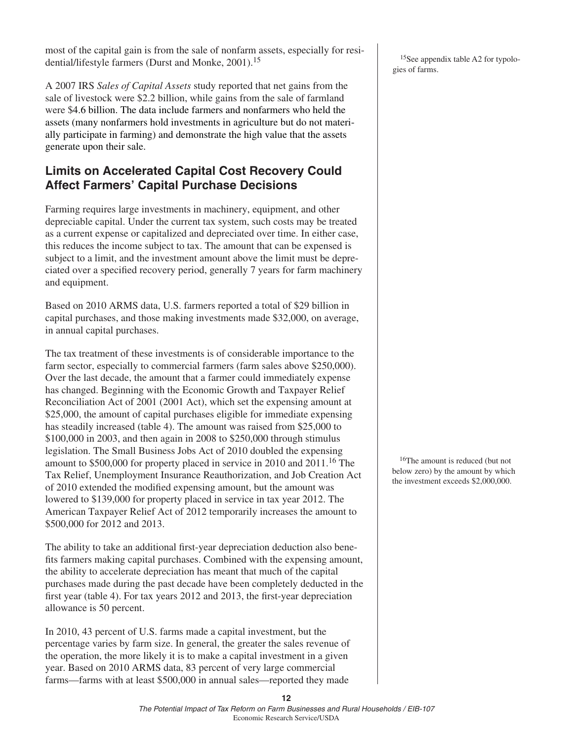most of the capital gain is from the sale of nonfarm assets, especially for residential/lifestyle farmers (Durst and Monke, 2001).[15]

A 2007 IRS *Sales of Capital Assets* study reported that net gains from the sale of livestock were $2.2 billion, while gains from the sale of farmland were $4.6 billion. The data include farmers and nonfarmers who held the assets (many nonfarmers hold investments in agriculture but do not materially participate in farming) and demonstrate the high value that the assets generate upon their sale.

## Limits on Accelerated Capital Cost Recovery Could Affect Farmers' Capital Purchase Decisions

Farming requires large investments in machinery, equipment, and other depreciable capital. Under the current tax system, such costs may be treated as a current expense or capitalized and depreciated over time. In either case, this reduces the income subject to tax. The amount that can be expensed is subject to a limit, and the investment amount above the limit must be depreciated over a specified recovery period, generally 7 years for farm machinery and equipment.

Based on 2010 ARMS data, U.S. farmers reported a total of $29 billion in capital purchases, and those making investments made $32,000, on average, in annual capital purchases.

The tax treatment of these investments is of considerable importance to the farm sector, especially to commercial farmers (farm sales above $250,000). Over the last decade, the amount that a farmer could immediately expense has changed. Beginning with the Economic Growth and Taxpayer Relief Reconciliation Act of 2001 (2001 Act), which set the expensing amount at $25,000, the amount of capital purchases eligible for immediate expensing has steadily increased (table 4). The amount was raised from $25,000 to $100,000 in 2003, and then again in 2008 to $250,000 through stimulus legislation. The Small Business Jobs Act of 2010 doubled the expensing amount to $500,000 for property placed in service in 2010 and 2011.[16] The Tax Relief, Unemployment Insurance Reauthorization, and Job Creation Act of 2010 extended the modified expensing amount, but the amount was lowered to $139,000 for property placed in service in tax year 2012. The American Taxpayer Relief Act of 2012 temporarily increases the amount to $500,000 for 2012 and 2013.

The ability to take an additional first-year depreciation deduction also benefits farmers making capital purchases. Combined with the expensing amount, the ability to accelerate depreciation has meant that much of the capital purchases made during the past decade have been completely deducted in the first year (table 4). For tax years 2012 and 2013, the first-year depreciation allowance is 50 percent.

In 2010, 43 percent of U.S. farms made a capital investment, but the percentage varies by farm size. In general, the greater the sales revenue of the operation, the more likely it is to make a capital investment in a given year. Based on 2010 ARMS data, 83 percent of very large commercial farms—farms with at least $500,000 in annual sales—reported they made

[15] See appendix table A2 for typologies of farms.

[16] The amount is reduced (but not below zero) by the amount by which the investment exceeds $2,000,000.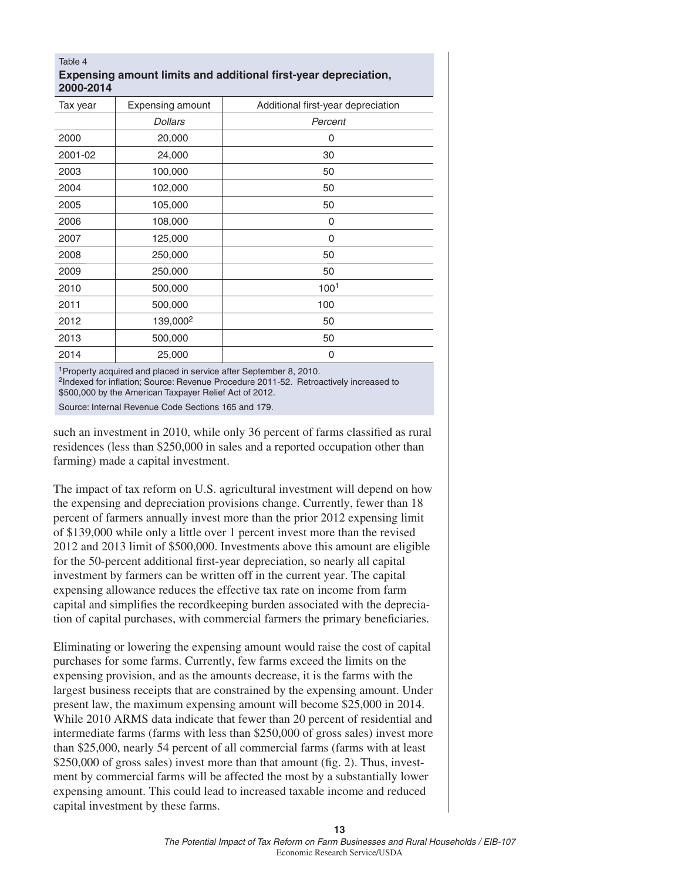Table 4

**Expensing amount limits and additional first-year depreciation, 2000-2014**

| Tax year | Expensing amount | Additional first-year depreciation |
|---|---|---|
| | *Dollars* | *Percent* |
| 2000 | 20,000 | 0 |
| 2001-02 | 24,000 | 30 |
| 2003 | 100,000 | 50 |
| 2004 | 102,000 | 50 |
| 2005 | 105,000 | 50 |
| 2006 | 108,000 | 0 |
| 2007 | 125,000 | 0 |
| 2008 | 250,000 | 50 |
| 2009 | 250,000 | 50 |
| 2010 | 500,000 | 100[1] |
| 2011 | 500,000 | 100 |
| 2012 | 139,000[2] | 50 |
| 2013 | 500,000 | 50 |
| 2014 | 25,000 | 0 |

[1]Property acquired and placed in service after September 8, 2010.

[2]Indexed for inflation; Source: Revenue Procedure 2011-52. Retroactively increased to $500,000 by the American Taxpayer Relief Act of 2012.

Source: Internal Revenue Code Sections 165 and 179.

such an investment in 2010, while only 36 percent of farms classified as rural residences (less than $250,000 in sales and a reported occupation other than farming) made a capital investment.

The impact of tax reform on U.S. agricultural investment will depend on how the expensing and depreciation provisions change. Currently, fewer than 18 percent of farmers annually invest more than the prior 2012 expensing limit of $139,000 while only a little over 1 percent invest more than the revised 2012 and 2013 limit of $500,000. Investments above this amount are eligible for the 50-percent additional first-year depreciation, so nearly all capital investment by farmers can be written off in the current year. The capital expensing allowance reduces the effective tax rate on income from farm capital and simplifies the recordkeeping burden associated with the depreciation of capital purchases, with commercial farmers the primary beneficiaries.

Eliminating or lowering the expensing amount would raise the cost of capital purchases for some farms. Currently, few farms exceed the limits on the expensing provision, and as the amounts decrease, it is the farms with the largest business receipts that are constrained by the expensing amount. Under present law, the maximum expensing amount will become $25,000 in 2014. While 2010 ARMS data indicate that fewer than 20 percent of residential and intermediate farms (farms with less than $250,000 of gross sales) invest more than $25,000, nearly 54 percent of all commercial farms (farms with at least $250,000 of gross sales) invest more than that amount (fig. 2). Thus, investment by commercial farms will be affected the most by a substantially lower expensing amount. This could lead to increased taxable income and reduced capital investment by these farms.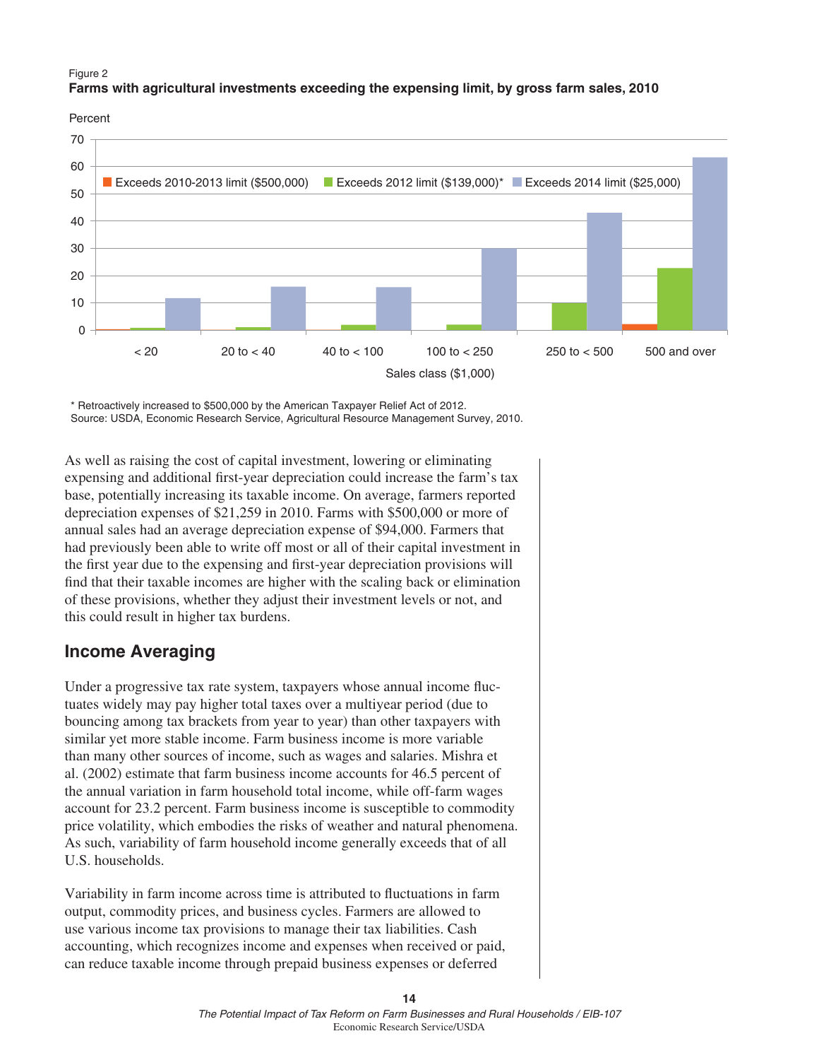Figure 2
**Farms with agricultural investments exceeding the expensing limit, by gross farm sales, 2010**

\* Retroactively increased to $500,000 by the American Taxpayer Relief Act of 2012.
Source: USDA, Economic Research Service, Agricultural Resource Management Survey, 2010.

As well as raising the cost of capital investment, lowering or eliminating expensing and additional first-year depreciation could increase the farm's tax base, potentially increasing its taxable income. On average, farmers reported depreciation expenses of $21,259 in 2010. Farms with $500,000 or more of annual sales had an average depreciation expense of $94,000. Farmers that had previously been able to write off most or all of their capital investment in the first year due to the expensing and first-year depreciation provisions will find that their taxable incomes are higher with the scaling back or elimination of these provisions, whether they adjust their investment levels or not, and this could result in higher tax burdens.

## Income Averaging

Under a progressive tax rate system, taxpayers whose annual income fluctuates widely may pay higher total taxes over a multiyear period (due to bouncing among tax brackets from year to year) than other taxpayers with similar yet more stable income. Farm business income is more variable than many other sources of income, such as wages and salaries. Mishra et al. (2002) estimate that farm business income accounts for 46.5 percent of the annual variation in farm household total income, while off-farm wages account for 23.2 percent. Farm business income is susceptible to commodity price volatility, which embodies the risks of weather and natural phenomena. As such, variability of farm household income generally exceeds that of all U.S. households.

Variability in farm income across time is attributed to fluctuations in farm output, commodity prices, and business cycles. Farmers are allowed to use various income tax provisions to manage their tax liabilities. Cash accounting, which recognizes income and expenses when received or paid, can reduce taxable income through prepaid business expenses or deferred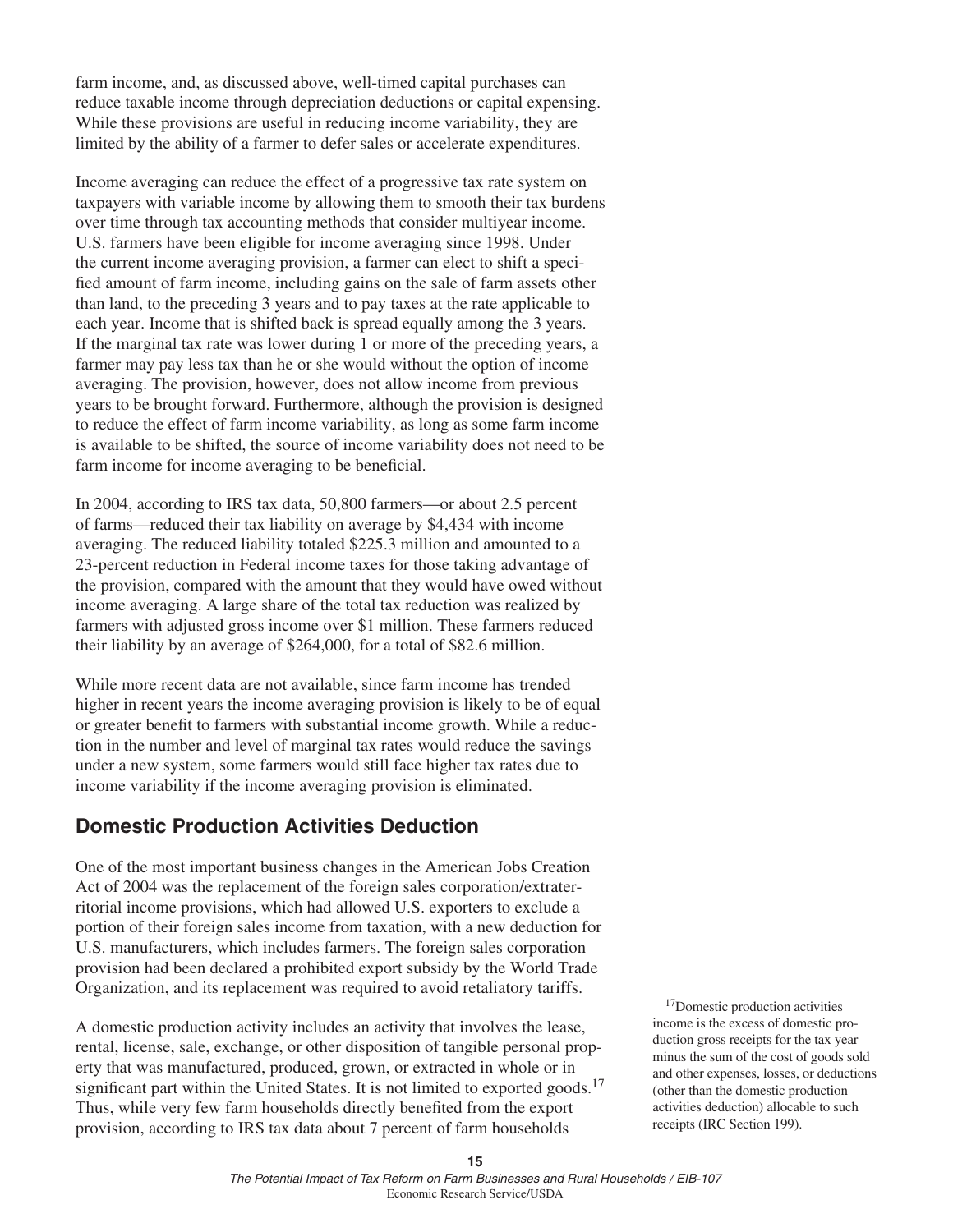farm income, and, as discussed above, well-timed capital purchases can reduce taxable income through depreciation deductions or capital expensing. While these provisions are useful in reducing income variability, they are limited by the ability of a farmer to defer sales or accelerate expenditures.

Income averaging can reduce the effect of a progressive tax rate system on taxpayers with variable income by allowing them to smooth their tax burdens over time through tax accounting methods that consider multiyear income. U.S. farmers have been eligible for income averaging since 1998. Under the current income averaging provision, a farmer can elect to shift a specified amount of farm income, including gains on the sale of farm assets other than land, to the preceding 3 years and to pay taxes at the rate applicable to each year. Income that is shifted back is spread equally among the 3 years. If the marginal tax rate was lower during 1 or more of the preceding years, a farmer may pay less tax than he or she would without the option of income averaging. The provision, however, does not allow income from previous years to be brought forward. Furthermore, although the provision is designed to reduce the effect of farm income variability, as long as some farm income is available to be shifted, the source of income variability does not need to be farm income for income averaging to be beneficial.

In 2004, according to IRS tax data, 50,800 farmers—or about 2.5 percent of farms—reduced their tax liability on average by $4,434 with income averaging. The reduced liability totaled $225.3 million and amounted to a 23-percent reduction in Federal income taxes for those taking advantage of the provision, compared with the amount that they would have owed without income averaging. A large share of the total tax reduction was realized by farmers with adjusted gross income over $1 million. These farmers reduced their liability by an average of $264,000, for a total of $82.6 million.

While more recent data are not available, since farm income has trended higher in recent years the income averaging provision is likely to be of equal or greater benefit to farmers with substantial income growth. While a reduction in the number and level of marginal tax rates would reduce the savings under a new system, some farmers would still face higher tax rates due to income variability if the income averaging provision is eliminated.

## Domestic Production Activities Deduction

One of the most important business changes in the American Jobs Creation Act of 2004 was the replacement of the foreign sales corporation/extraterritorial income provisions, which had allowed U.S. exporters to exclude a portion of their foreign sales income from taxation, with a new deduction for U.S. manufacturers, which includes farmers. The foreign sales corporation provision had been declared a prohibited export subsidy by the World Trade Organization, and its replacement was required to avoid retaliatory tariffs.

A domestic production activity includes an activity that involves the lease, rental, license, sale, exchange, or other disposition of tangible personal property that was manufactured, produced, grown, or extracted in whole or in significant part within the United States. It is not limited to exported goods.[17] Thus, while very few farm households directly benefited from the export provision, according to IRS tax data about 7 percent of farm households

[17]Domestic production activities income is the excess of domestic production gross receipts for the tax year minus the sum of the cost of goods sold and other expenses, losses, or deductions (other than the domestic production activities deduction) allocable to such receipts (IRC Section 199).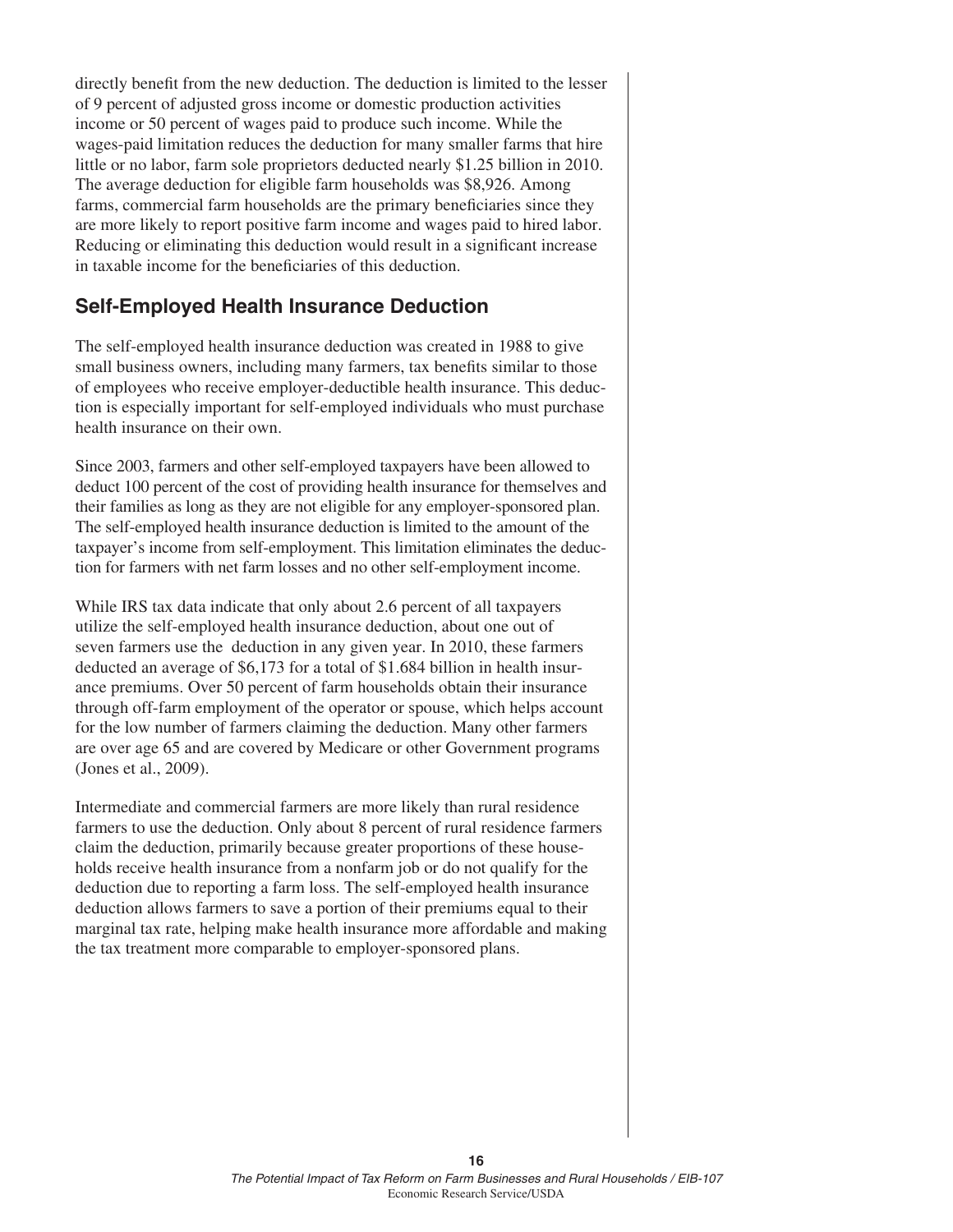directly benefit from the new deduction. The deduction is limited to the lesser of 9 percent of adjusted gross income or domestic production activities income or 50 percent of wages paid to produce such income. While the wages-paid limitation reduces the deduction for many smaller farms that hire little or no labor, farm sole proprietors deducted nearly $1.25 billion in 2010. The average deduction for eligible farm households was $8,926. Among farms, commercial farm households are the primary beneficiaries since they are more likely to report positive farm income and wages paid to hired labor. Reducing or eliminating this deduction would result in a significant increase in taxable income for the beneficiaries of this deduction.

## Self-Employed Health Insurance Deduction

The self-employed health insurance deduction was created in 1988 to give small business owners, including many farmers, tax benefits similar to those of employees who receive employer-deductible health insurance. This deduction is especially important for self-employed individuals who must purchase health insurance on their own.

Since 2003, farmers and other self-employed taxpayers have been allowed to deduct 100 percent of the cost of providing health insurance for themselves and their families as long as they are not eligible for any employer-sponsored plan. The self-employed health insurance deduction is limited to the amount of the taxpayer's income from self-employment. This limitation eliminates the deduction for farmers with net farm losses and no other self-employment income.

While IRS tax data indicate that only about 2.6 percent of all taxpayers utilize the self-employed health insurance deduction, about one out of seven farmers use the deduction in any given year. In 2010, these farmers deducted an average of $6,173 for a total of $1.684 billion in health insurance premiums. Over 50 percent of farm households obtain their insurance through off-farm employment of the operator or spouse, which helps account for the low number of farmers claiming the deduction. Many other farmers are over age 65 and are covered by Medicare or other Government programs (Jones et al., 2009).

Intermediate and commercial farmers are more likely than rural residence farmers to use the deduction. Only about 8 percent of rural residence farmers claim the deduction, primarily because greater proportions of these households receive health insurance from a nonfarm job or do not qualify for the deduction due to reporting a farm loss. The self-employed health insurance deduction allows farmers to save a portion of their premiums equal to their marginal tax rate, helping make health insurance more affordable and making the tax treatment more comparable to employer-sponsored plans.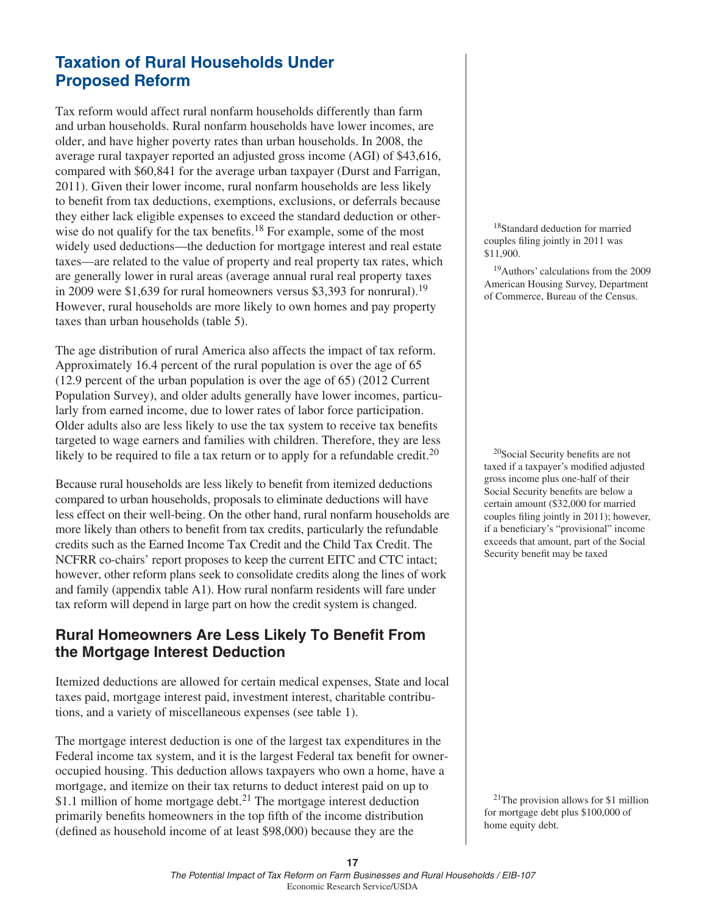## Taxation of Rural Households Under Proposed Reform

Tax reform would affect rural nonfarm households differently than farm and urban households. Rural nonfarm households have lower incomes, are older, and have higher poverty rates than urban households. In 2008, the average rural taxpayer reported an adjusted gross income (AGI) of $43,616, compared with $60,841 for the average urban taxpayer (Durst and Farrigan, 2011). Given their lower income, rural nonfarm households are less likely to benefit from tax deductions, exemptions, exclusions, or deferrals because they either lack eligible expenses to exceed the standard deduction or otherwise do not qualify for the tax benefits.[18] For example, some of the most widely used deductions—the deduction for mortgage interest and real estate taxes—are related to the value of property and real property tax rates, which are generally lower in rural areas (average annual rural real property taxes in 2009 were $1,639 for rural homeowners versus $3,393 for nonrural).[19] However, rural households are more likely to own homes and pay property taxes than urban households (table 5).

The age distribution of rural America also affects the impact of tax reform. Approximately 16.4 percent of the rural population is over the age of 65 (12.9 percent of the urban population is over the age of 65) (2012 Current Population Survey), and older adults generally have lower incomes, particularly from earned income, due to lower rates of labor force participation. Older adults also are less likely to use the tax system to receive tax benefits targeted to wage earners and families with children. Therefore, they are less likely to be required to file a tax return or to apply for a refundable credit.[20]

Because rural households are less likely to benefit from itemized deductions compared to urban households, proposals to eliminate deductions will have less effect on their well-being. On the other hand, rural nonfarm households are more likely than others to benefit from tax credits, particularly the refundable credits such as the Earned Income Tax Credit and the Child Tax Credit. The NCFRR co-chairs' report proposes to keep the current EITC and CTC intact; however, other reform plans seek to consolidate credits along the lines of work and family (appendix table A1). How rural nonfarm residents will fare under tax reform will depend in large part on how the credit system is changed.

### Rural Homeowners Are Less Likely To Benefit From the Mortgage Interest Deduction

Itemized deductions are allowed for certain medical expenses, State and local taxes paid, mortgage interest paid, investment interest, charitable contributions, and a variety of miscellaneous expenses (see table 1).

The mortgage interest deduction is one of the largest tax expenditures in the Federal income tax system, and it is the largest Federal tax benefit for owner-occupied housing. This deduction allows taxpayers who own a home, have a mortgage, and itemize on their tax returns to deduct interest paid on up to $1.1 million of home mortgage debt.[21] The mortgage interest deduction primarily benefits homeowners in the top fifth of the income distribution (defined as household income of at least $98,000) because they are the

[18]Standard deduction for married couples filing jointly in 2011 was $11,900.

[19]Authors' calculations from the 2009 American Housing Survey, Department of Commerce, Bureau of the Census.

[20]Social Security benefits are not taxed if a taxpayer's modified adjusted gross income plus one-half of their Social Security benefits are below a certain amount ($32,000 for married couples filing jointly in 2011); however, if a beneficiary's "provisional" income exceeds that amount, part of the Social Security benefit may be taxed

[21]The provision allows for $1 million for mortgage debt plus $100,000 of home equity debt.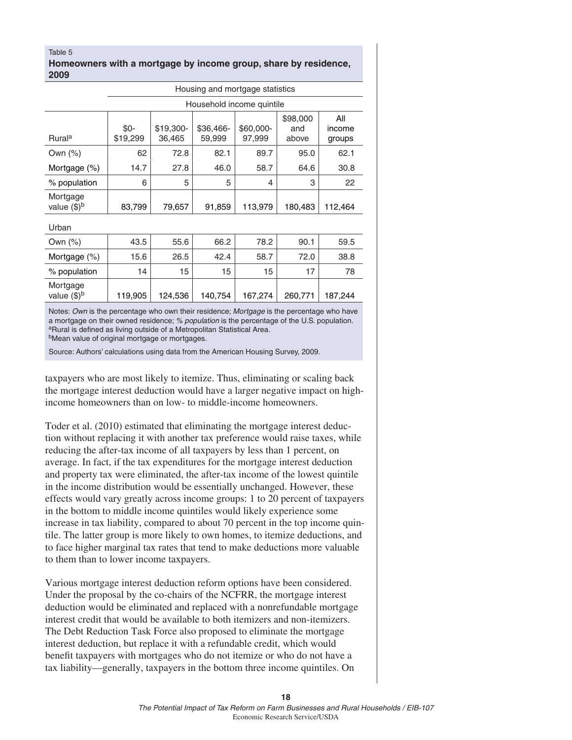Table 5

**Homeowners with a mortgage by income group, share by residence, 2009**

| | Housing and mortgage statistics | | | | | |
|---|---|---|---|---|---|---|
| | Household income quintile | | | | | |
| Rural[a] | $0-$19,299 | $19,300-36,465 | $36,466-59,999 | $60,000-97,999 | $98,000 and above | All income groups |
| Own (%) | 62 | 72.8 | 82.1 | 89.7 | 95.0 | 62.1 |
| Mortgage (%) | 14.7 | 27.8 | 46.0 | 58.7 | 64.6 | 30.8 |
| % population | 6 | 5 | 5 | 4 | 3 | 22 |
| Mortgage value ($)[b] | 83,799 | 79,657 | 91,859 | 113,979 | 180,483 | 112,464 |
| Urban | | | | | | |
| Own (%) | 43.5 | 55.6 | 66.2 | 78.2 | 90.1 | 59.5 |
| Mortgage (%) | 15.6 | 26.5 | 42.4 | 58.7 | 72.0 | 38.8 |
| % population | 14 | 15 | 15 | 15 | 17 | 78 |
| Mortgage value ($)[b] | 119,905 | 124,536 | 140,754 | 167,274 | 260,771 | 187,244 |

Notes: *Own* is the percentage who own their residence; *Mortgage* is the percentage who have a mortgage on their owned residence; *% population* is the percentage of the U.S. population.
[a]Rural is defined as living outside of a Metropolitan Statistical Area.
[b]Mean value of original mortgage or mortgages.

Source: Authors' calculations using data from the American Housing Survey, 2009.

taxpayers who are most likely to itemize. Thus, eliminating or scaling back the mortgage interest deduction would have a larger negative impact on high-income homeowners than on low- to middle-income homeowners.

Toder et al. (2010) estimated that eliminating the mortgage interest deduction without replacing it with another tax preference would raise taxes, while reducing the after-tax income of all taxpayers by less than 1 percent, on average. In fact, if the tax expenditures for the mortgage interest deduction and property tax were eliminated, the after-tax income of the lowest quintile in the income distribution would be essentially unchanged. However, these effects would vary greatly across income groups: 1 to 20 percent of taxpayers in the bottom to middle income quintiles would likely experience some increase in tax liability, compared to about 70 percent in the top income quintile. The latter group is more likely to own homes, to itemize deductions, and to face higher marginal tax rates that tend to make deductions more valuable to them than to lower income taxpayers.

Various mortgage interest deduction reform options have been considered. Under the proposal by the co-chairs of the NCFRR, the mortgage interest deduction would be eliminated and replaced with a nonrefundable mortgage interest credit that would be available to both itemizers and non-itemizers. The Debt Reduction Task Force also proposed to eliminate the mortgage interest deduction, but replace it with a refundable credit, which would benefit taxpayers with mortgages who do not itemize or who do not have a tax liability—generally, taxpayers in the bottom three income quintiles. On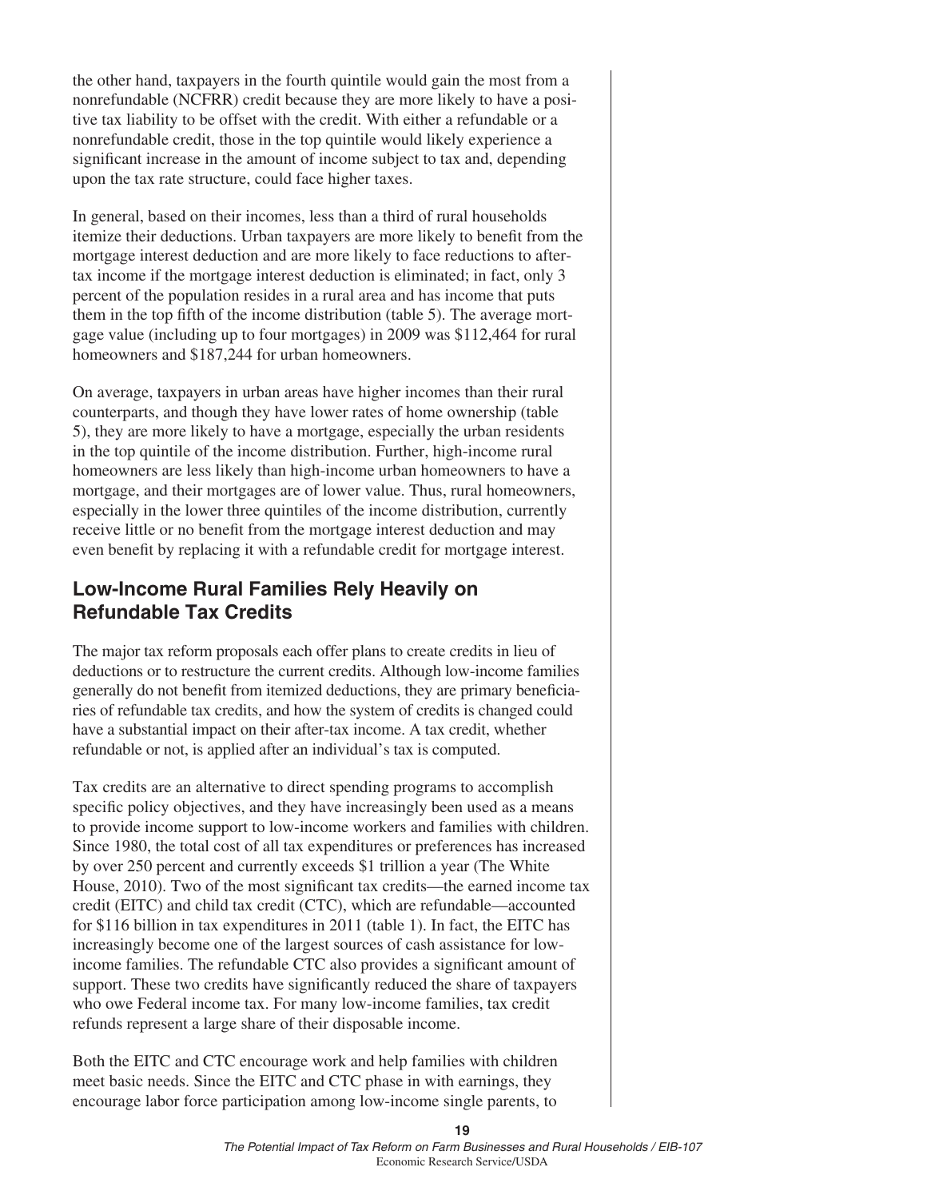the other hand, taxpayers in the fourth quintile would gain the most from a nonrefundable (NCFRR) credit because they are more likely to have a positive tax liability to be offset with the credit. With either a refundable or a nonrefundable credit, those in the top quintile would likely experience a significant increase in the amount of income subject to tax and, depending upon the tax rate structure, could face higher taxes.

In general, based on their incomes, less than a third of rural households itemize their deductions. Urban taxpayers are more likely to benefit from the mortgage interest deduction and are more likely to face reductions to after-tax income if the mortgage interest deduction is eliminated; in fact, only 3 percent of the population resides in a rural area and has income that puts them in the top fifth of the income distribution (table 5). The average mortgage value (including up to four mortgages) in 2009 was $112,464 for rural homeowners and $187,244 for urban homeowners.

On average, taxpayers in urban areas have higher incomes than their rural counterparts, and though they have lower rates of home ownership (table 5), they are more likely to have a mortgage, especially the urban residents in the top quintile of the income distribution. Further, high-income rural homeowners are less likely than high-income urban homeowners to have a mortgage, and their mortgages are of lower value. Thus, rural homeowners, especially in the lower three quintiles of the income distribution, currently receive little or no benefit from the mortgage interest deduction and may even benefit by replacing it with a refundable credit for mortgage interest.

## Low-Income Rural Families Rely Heavily on Refundable Tax Credits

The major tax reform proposals each offer plans to create credits in lieu of deductions or to restructure the current credits. Although low-income families generally do not benefit from itemized deductions, they are primary beneficiaries of refundable tax credits, and how the system of credits is changed could have a substantial impact on their after-tax income. A tax credit, whether refundable or not, is applied after an individual's tax is computed.

Tax credits are an alternative to direct spending programs to accomplish specific policy objectives, and they have increasingly been used as a means to provide income support to low-income workers and families with children. Since 1980, the total cost of all tax expenditures or preferences has increased by over 250 percent and currently exceeds $1 trillion a year (The White House, 2010). Two of the most significant tax credits—the earned income tax credit (EITC) and child tax credit (CTC), which are refundable—accounted for $116 billion in tax expenditures in 2011 (table 1). In fact, the EITC has increasingly become one of the largest sources of cash assistance for low-income families. The refundable CTC also provides a significant amount of support. These two credits have significantly reduced the share of taxpayers who owe Federal income tax. For many low-income families, tax credit refunds represent a large share of their disposable income.

Both the EITC and CTC encourage work and help families with children meet basic needs. Since the EITC and CTC phase in with earnings, they encourage labor force participation among low-income single parents, to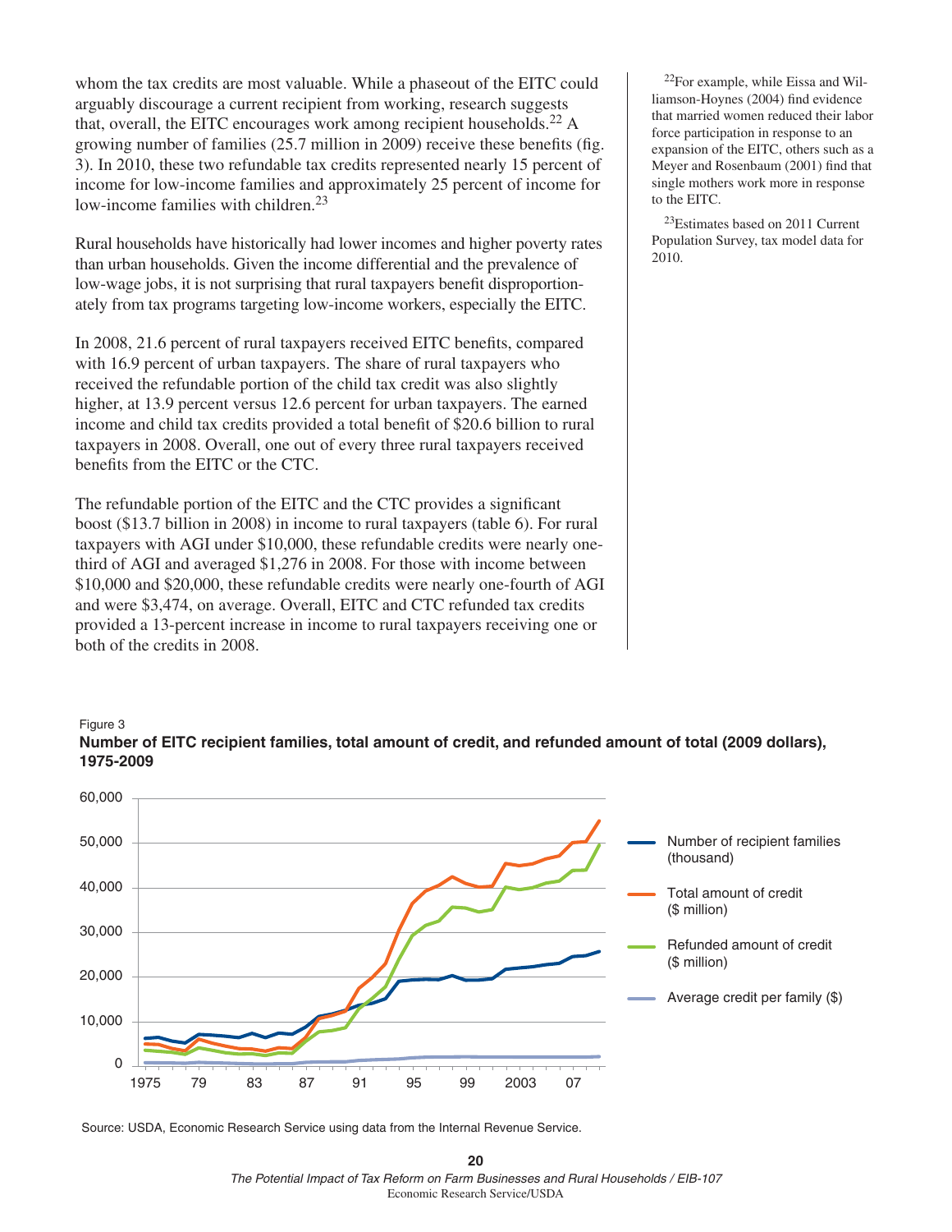whom the tax credits are most valuable. While a phaseout of the EITC could arguably discourage a current recipient from working, research suggests that, overall, the EITC encourages work among recipient households.[22] A growing number of families (25.7 million in 2009) receive these benefits (fig. 3). In 2010, these two refundable tax credits represented nearly 15 percent of income for low-income families and approximately 25 percent of income for low-income families with children.[23]

Rural households have historically had lower incomes and higher poverty rates than urban households. Given the income differential and the prevalence of low-wage jobs, it is not surprising that rural taxpayers benefit disproportionately from tax programs targeting low-income workers, especially the EITC.

In 2008, 21.6 percent of rural taxpayers received EITC benefits, compared with 16.9 percent of urban taxpayers. The share of rural taxpayers who received the refundable portion of the child tax credit was also slightly higher, at 13.9 percent versus 12.6 percent for urban taxpayers. The earned income and child tax credits provided a total benefit of $20.6 billion to rural taxpayers in 2008. Overall, one out of every three rural taxpayers received benefits from the EITC or the CTC.

The refundable portion of the EITC and the CTC provides a significant boost ($13.7 billion in 2008) in income to rural taxpayers (table 6). For rural taxpayers with AGI under $10,000, these refundable credits were nearly one-third of AGI and averaged $1,276 in 2008. For those with income between $10,000 and $20,000, these refundable credits were nearly one-fourth of AGI and were $3,474, on average. Overall, EITC and CTC refunded tax credits provided a 13-percent increase in income to rural taxpayers receiving one or both of the credits in 2008.

[22]For example, while Eissa and Williamson-Hoynes (2004) find evidence that married women reduced their labor force participation in response to an expansion of the EITC, others such as a Meyer and Rosenbaum (2001) find that single mothers work more in response to the EITC.

[23]Estimates based on 2011 Current Population Survey, tax model data for 2010.

Figure 3

**Number of EITC recipient families, total amount of credit, and refunded amount of total (2009 dollars), 1975-2009**

Source: USDA, Economic Research Service using data from the Internal Revenue Service.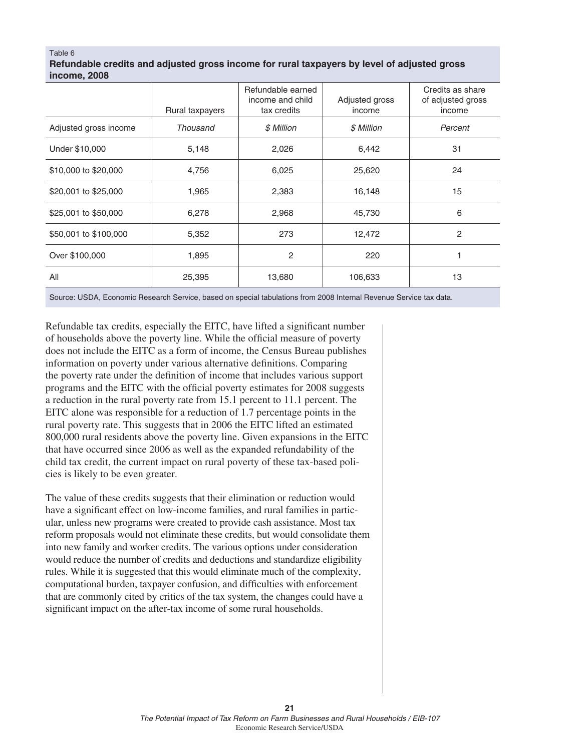Table 6

**Refundable credits and adjusted gross income for rural taxpayers by level of adjusted gross income, 2008**

| | Rural taxpayers | Refundable earned income and child tax credits | Adjusted gross income | Credits as share of adjusted gross income |
|---|---|---|---|---|
| Adjusted gross income | *Thousand* | *$ Million* | *$ Million* | *Percent* |
| Under $10,000 | 5,148 | 2,026 | 6,442 | 31 |
| $10,000 to $20,000 | 4,756 | 6,025 | 25,620 | 24 |
| $20,001 to $25,000 | 1,965 | 2,383 | 16,148 | 15 |
| $25,001 to $50,000 | 6,278 | 2,968 | 45,730 | 6 |
| $50,001 to $100,000 | 5,352 | 273 | 12,472 | 2 |
| Over $100,000 | 1,895 | 2 | 220 | 1 |
| All | 25,395 | 13,680 | 106,633 | 13 |

Source: USDA, Economic Research Service, based on special tabulations from 2008 Internal Revenue Service tax data.

Refundable tax credits, especially the EITC, have lifted a significant number of households above the poverty line. While the official measure of poverty does not include the EITC as a form of income, the Census Bureau publishes information on poverty under various alternative definitions. Comparing the poverty rate under the definition of income that includes various support programs and the EITC with the official poverty estimates for 2008 suggests a reduction in the rural poverty rate from 15.1 percent to 11.1 percent. The EITC alone was responsible for a reduction of 1.7 percentage points in the rural poverty rate. This suggests that in 2006 the EITC lifted an estimated 800,000 rural residents above the poverty line. Given expansions in the EITC that have occurred since 2006 as well as the expanded refundability of the child tax credit, the current impact on rural poverty of these tax-based policies is likely to be even greater.

The value of these credits suggests that their elimination or reduction would have a significant effect on low-income families, and rural families in particular, unless new programs were created to provide cash assistance. Most tax reform proposals would not eliminate these credits, but would consolidate them into new family and worker credits. The various options under consideration would reduce the number of credits and deductions and standardize eligibility rules. While it is suggested that this would eliminate much of the complexity, computational burden, taxpayer confusion, and difficulties with enforcement that are commonly cited by critics of the tax system, the changes could have a significant impact on the after-tax income of some rural households.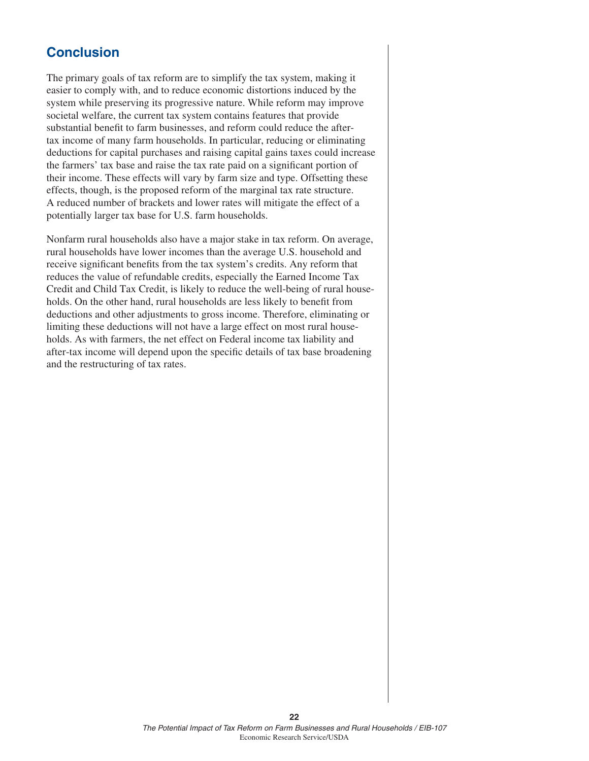## Conclusion

The primary goals of tax reform are to simplify the tax system, making it easier to comply with, and to reduce economic distortions induced by the system while preserving its progressive nature. While reform may improve societal welfare, the current tax system contains features that provide substantial benefit to farm businesses, and reform could reduce the after-tax income of many farm households. In particular, reducing or eliminating deductions for capital purchases and raising capital gains taxes could increase the farmers' tax base and raise the tax rate paid on a significant portion of their income. These effects will vary by farm size and type. Offsetting these effects, though, is the proposed reform of the marginal tax rate structure. A reduced number of brackets and lower rates will mitigate the effect of a potentially larger tax base for U.S. farm households.

Nonfarm rural households also have a major stake in tax reform. On average, rural households have lower incomes than the average U.S. household and receive significant benefits from the tax system's credits. Any reform that reduces the value of refundable credits, especially the Earned Income Tax Credit and Child Tax Credit, is likely to reduce the well-being of rural households. On the other hand, rural households are less likely to benefit from deductions and other adjustments to gross income. Therefore, eliminating or limiting these deductions will not have a large effect on most rural households. As with farmers, the net effect on Federal income tax liability and after-tax income will depend upon the specific details of tax base broadening and the restructuring of tax rates.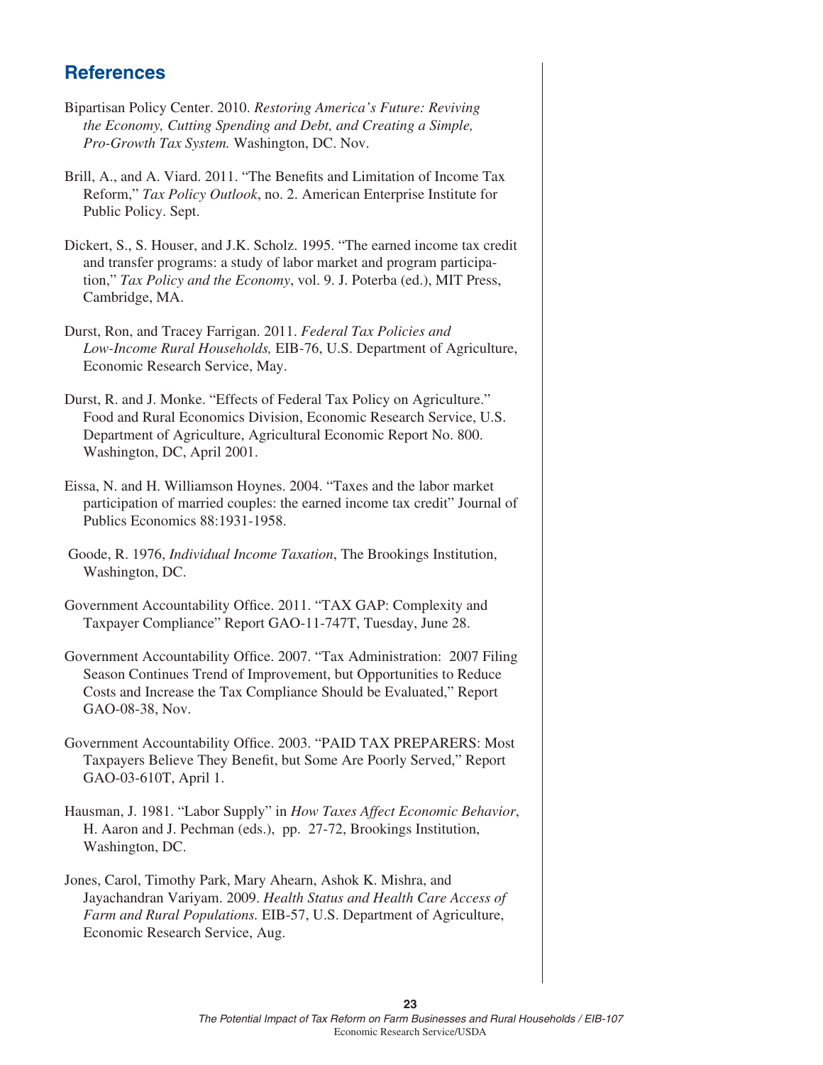## References

Bipartisan Policy Center. 2010. *Restoring America's Future: Reviving the Economy, Cutting Spending and Debt, and Creating a Simple, Pro-Growth Tax System.* Washington, DC. Nov.

Brill, A., and A. Viard. 2011. "The Benefits and Limitation of Income Tax Reform," *Tax Policy Outlook*, no. 2. American Enterprise Institute for Public Policy. Sept.

Dickert, S., S. Houser, and J.K. Scholz. 1995. "The earned income tax credit and transfer programs: a study of labor market and program participation," *Tax Policy and the Economy*, vol. 9. J. Poterba (ed.), MIT Press, Cambridge, MA.

Durst, Ron, and Tracey Farrigan. 2011. *Federal Tax Policies and Low-Income Rural Households,* EIB-76, U.S. Department of Agriculture, Economic Research Service, May.

Durst, R. and J. Monke. "Effects of Federal Tax Policy on Agriculture." Food and Rural Economics Division, Economic Research Service, U.S. Department of Agriculture, Agricultural Economic Report No. 800. Washington, DC, April 2001.

Eissa, N. and H. Williamson Hoynes. 2004. "Taxes and the labor market participation of married couples: the earned income tax credit" Journal of Publics Economics 88:1931-1958.

Goode, R. 1976, *Individual Income Taxation*, The Brookings Institution, Washington, DC.

Government Accountability Office. 2011. "TAX GAP: Complexity and Taxpayer Compliance" Report GAO-11-747T, Tuesday, June 28.

Government Accountability Office. 2007. "Tax Administration: 2007 Filing Season Continues Trend of Improvement, but Opportunities to Reduce Costs and Increase the Tax Compliance Should be Evaluated," Report GAO-08-38, Nov.

Government Accountability Office. 2003. "PAID TAX PREPARERS: Most Taxpayers Believe They Benefit, but Some Are Poorly Served," Report GAO-03-610T, April 1.

Hausman, J. 1981. "Labor Supply" in *How Taxes Affect Economic Behavior*, H. Aaron and J. Pechman (eds.), pp. 27-72, Brookings Institution, Washington, DC.

Jones, Carol, Timothy Park, Mary Ahearn, Ashok K. Mishra, and Jayachandran Variyam. 2009. *Health Status and Health Care Access of Farm and Rural Populations.* EIB-57, U.S. Department of Agriculture, Economic Research Service, Aug.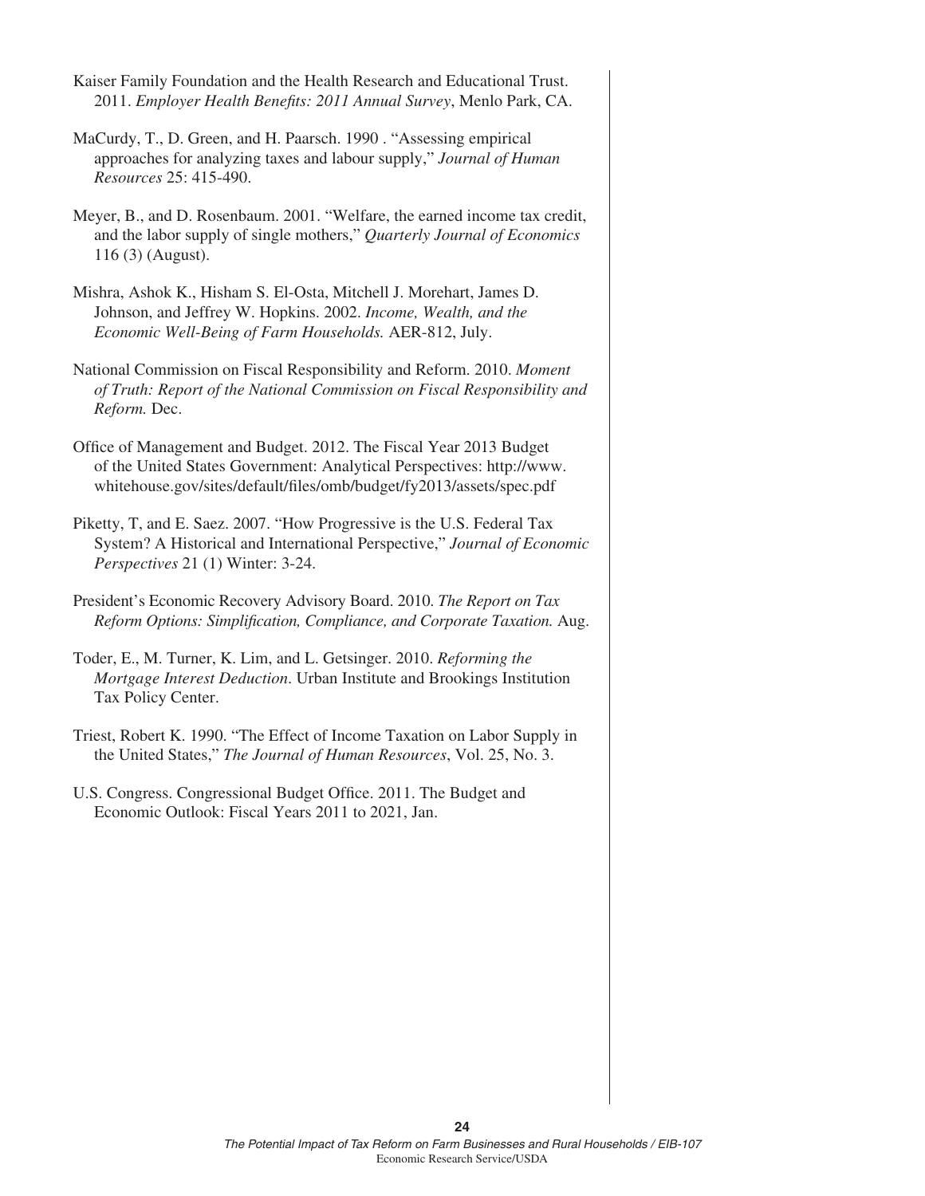Kaiser Family Foundation and the Health Research and Educational Trust. 2011. *Employer Health Benefits: 2011 Annual Survey*, Menlo Park, CA.

MaCurdy, T., D. Green, and H. Paarsch. 1990 . "Assessing empirical approaches for analyzing taxes and labour supply," *Journal of Human Resources* 25: 415-490.

Meyer, B., and D. Rosenbaum. 2001. "Welfare, the earned income tax credit, and the labor supply of single mothers," *Quarterly Journal of Economics* 116 (3) (August).

Mishra, Ashok K., Hisham S. El-Osta, Mitchell J. Morehart, James D. Johnson, and Jeffrey W. Hopkins. 2002. *Income, Wealth, and the Economic Well-Being of Farm Households.* AER-812, July.

National Commission on Fiscal Responsibility and Reform. 2010. *Moment of Truth: Report of the National Commission on Fiscal Responsibility and Reform.* Dec.

Office of Management and Budget. 2012. The Fiscal Year 2013 Budget of the United States Government: Analytical Perspectives: http://www.whitehouse.gov/sites/default/files/omb/budget/fy2013/assets/spec.pdf

Piketty, T, and E. Saez. 2007. "How Progressive is the U.S. Federal Tax System? A Historical and International Perspective," *Journal of Economic Perspectives* 21 (1) Winter: 3-24.

President's Economic Recovery Advisory Board. 2010. *The Report on Tax Reform Options: Simplification, Compliance, and Corporate Taxation.* Aug.

Toder, E., M. Turner, K. Lim, and L. Getsinger. 2010. *Reforming the Mortgage Interest Deduction*. Urban Institute and Brookings Institution Tax Policy Center.

Triest, Robert K. 1990. "The Effect of Income Taxation on Labor Supply in the United States," *The Journal of Human Resources*, Vol. 25, No. 3.

U.S. Congress. Congressional Budget Office. 2011. The Budget and Economic Outlook: Fiscal Years 2011 to 2021, Jan.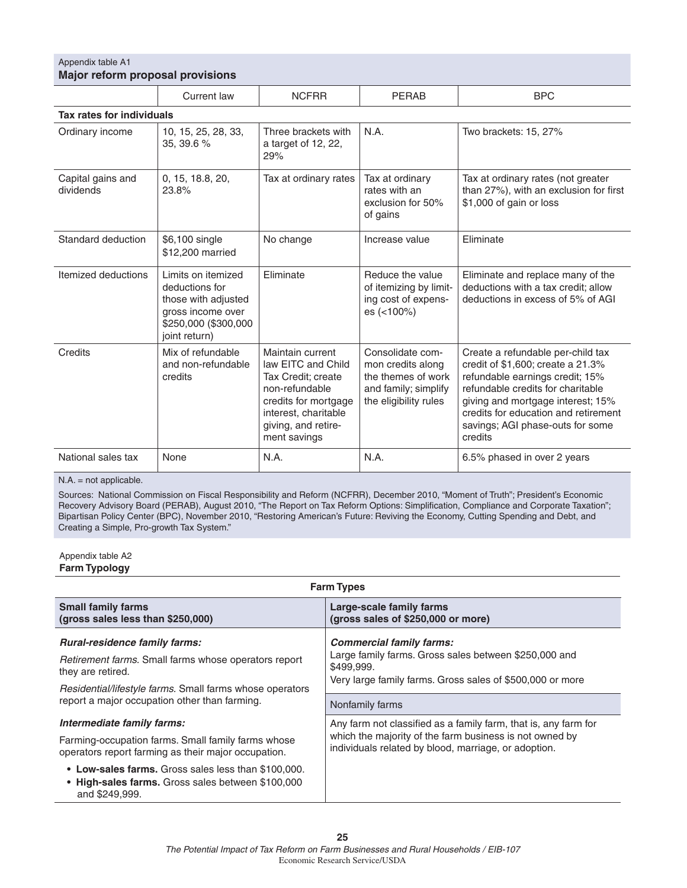Appendix table A1

**Major reform proposal provisions**

| | Current law | NCFRR | PERAB | BPC |
|---|---|---|---|---|
| **Tax rates for individuals** | | | | |
| Ordinary income | 10, 15, 25, 28, 33, 35, 39.6 % | Three brackets with a target of 12, 22, 29% | N.A. | Two brackets: 15, 27% |
| Capital gains and dividends | 0, 15, 18.8, 20, 23.8% | Tax at ordinary rates | Tax at ordinary rates with an exclusion for 50% of gains | Tax at ordinary rates (not greater than 27%), with an exclusion for first $1,000 of gain or loss |
| Standard deduction | $6,100 single $12,200 married | No change | Increase value | Eliminate |
| Itemized deductions | Limits on itemized deductions for those with adjusted gross income over $250,000 ($300,000 joint return) | Eliminate | Reduce the value of itemizing by limiting cost of expenses (<100%) | Eliminate and replace many of the deductions with a tax credit; allow deductions in excess of 5% of AGI |
| Credits | Mix of refundable and non-refundable credits | Maintain current law EITC and Child Tax Credit; create non-refundable credits for mortgage interest, charitable giving, and retirement savings | Consolidate common credits along the themes of work and family; simplify the eligibility rules | Create a refundable per-child tax credit of $1,600; create a 21.3% refundable earnings credit; 15% refundable credits for charitable giving and mortgage interest; 15% credits for education and retirement savings; AGI phase-outs for some credits |
| National sales tax | None | N.A. | N.A. | 6.5% phased in over 2 years |

N.A. = not applicable.

Sources: National Commission on Fiscal Responsibility and Reform (NCFRR), December 2010, "Moment of Truth"; President's Economic Recovery Advisory Board (PERAB), August 2010, "The Report on Tax Reform Options: Simplification, Compliance and Corporate Taxation"; Bipartisan Policy Center (BPC), November 2010, "Restoring American's Future: Reviving the Economy, Cutting Spending and Debt, and Creating a Simple, Pro-growth Tax System."

Appendix table A2

**Farm Typology**

| **Farm Types** | |
|---|---|
| **Small family farms (gross sales less than $250,000)** | **Large-scale family farms (gross sales of $250,000 or more)** |
| ***Rural-residence family farms:*** *Retirement farms.* Small farms whose operators report they are retired. *Residential/lifestyle farms.* Small farms whose operators report a major occupation other than farming. | ***Commercial family farms:*** Large family farms. Gross sales between $250,000 and $499,999. Very large family farms. Gross sales of $500,000 or more |
| | Nonfamily farms |
| ***Intermediate family farms:*** Farming-occupation farms. Small family farms whose operators report farming as their major occupation. • **Low-sales farms.** Gross sales less than $100,000. • **High-sales farms.** Gross sales between $100,000 and $249,999. | Any farm not classified as a family farm, that is, any farm for which the majority of the farm business is not owned by individuals related by blood, marriage, or adoption. |